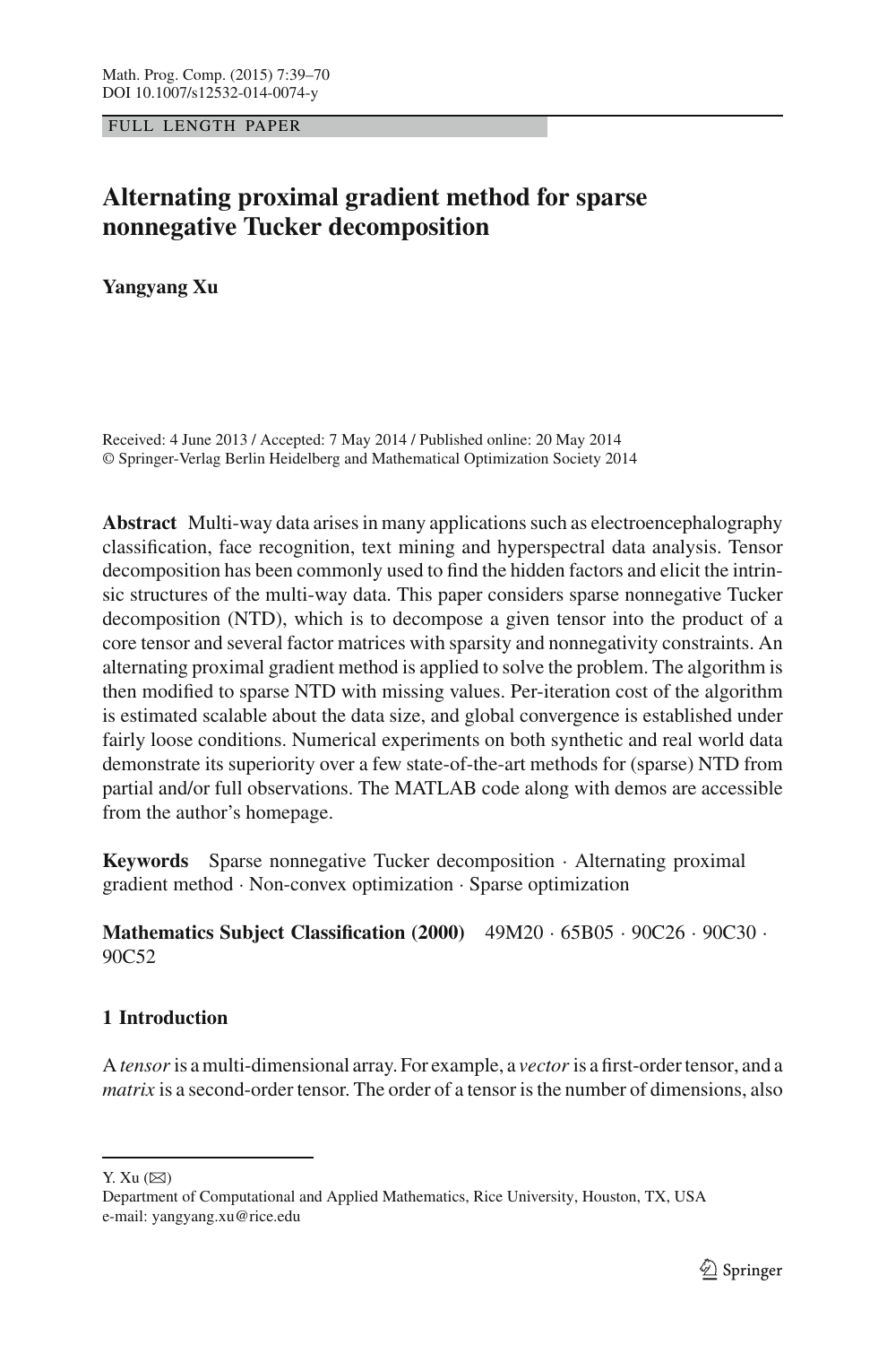FULL LENGTH PAPER

# Alternating proximal gradient method for sparse nonnegative Tucker decomposition

**Yangyang Xu**

Received: 4 June 2013 / Accepted: 7 May 2014 / Published online: 20 May 2014
© Springer-Verlag Berlin Heidelberg and Mathematical Optimization Society 2014

**Abstract** Multi-way data arises in many applications such as electroencephalography classification, face recognition, text mining and hyperspectral data analysis. Tensor decomposition has been commonly used to find the hidden factors and elicit the intrinsic structures of the multi-way data. This paper considers sparse nonnegative Tucker decomposition (NTD), which is to decompose a given tensor into the product of a core tensor and several factor matrices with sparsity and nonnegativity constraints. An alternating proximal gradient method is applied to solve the problem. The algorithm is then modified to sparse NTD with missing values. Per-iteration cost of the algorithm is estimated scalable about the data size, and global convergence is established under fairly loose conditions. Numerical experiments on both synthetic and real world data demonstrate its superiority over a few state-of-the-art methods for (sparse) NTD from partial and/or full observations. The MATLAB code along with demos are accessible from the author's homepage.

**Keywords** Sparse nonnegative Tucker decomposition · Alternating proximal gradient method · Non-convex optimization · Sparse optimization

**Mathematics Subject Classification (2000)** 49M20 · 65B05 · 90C26 · 90C30 · 90C52

## 1 Introduction

A *tensor* is a multi-dimensional array. For example, a *vector* is a first-order tensor, and a *matrix* is a second-order tensor. The order of a tensor is the number of dimensions, also

---

Y. Xu (✉)
Department of Computational and Applied Mathematics, Rice University, Houston, TX, USA
e-mail: yangyang.xu@rice.edu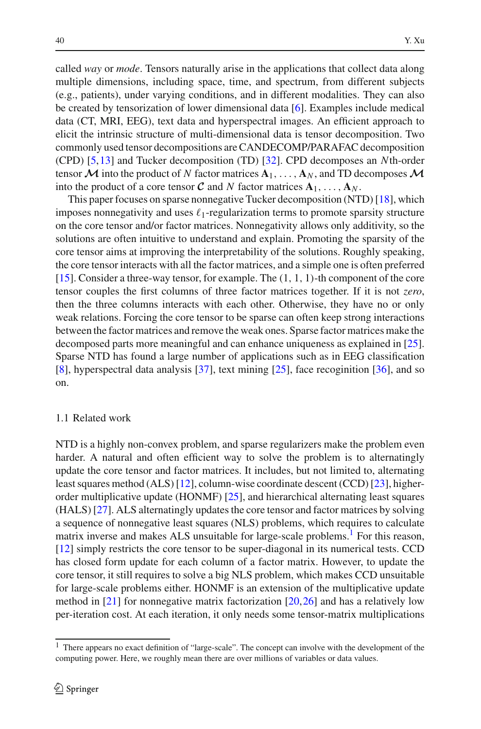called *way* or *mode*. Tensors naturally arise in the applications that collect data along multiple dimensions, including space, time, and spectrum, from different subjects (e.g., patients), under varying conditions, and in different modalities. They can also be created by tensorization of lower dimensional data [6]. Examples include medical data (CT, MRI, EEG), text data and hyperspectral images. An efficient approach to elicit the intrinsic structure of multi-dimensional data is tensor decomposition. Two commonly used tensor decompositions are CANDECOMP/PARAFAC decomposition (CPD) [5,13] and Tucker decomposition (TD) [32]. CPD decomposes an $N$th-order tensor $\boldsymbol{\mathcal{M}}$ into the product of $N$ factor matrices $\mathbf{A}_1, \ldots, \mathbf{A}_N$, and TD decomposes $\boldsymbol{\mathcal{M}}$ into the product of a core tensor $\boldsymbol{\mathcal{C}}$ and $N$ factor matrices $\mathbf{A}_1, \ldots, \mathbf{A}_N$.

This paper focuses on sparse nonnegative Tucker decomposition (NTD) [18], which imposes nonnegativity and uses $\ell_1$-regularization terms to promote sparsity structure on the core tensor and/or factor matrices. Nonnegativity allows only additivity, so the solutions are often intuitive to understand and explain. Promoting the sparsity of the core tensor aims at improving the interpretability of the solutions. Roughly speaking, the core tensor interacts with all the factor matrices, and a simple one is often preferred [15]. Consider a three-way tensor, for example. The $(1, 1, 1)$-th component of the core tensor couples the first columns of three factor matrices together. If it is not *zero*, then the three columns interacts with each other. Otherwise, they have no or only weak relations. Forcing the core tensor to be sparse can often keep strong interactions between the factor matrices and remove the weak ones. Sparse factor matrices make the decomposed parts more meaningful and can enhance uniqueness as explained in [25]. Sparse NTD has found a large number of applications such as in EEG classification [8], hyperspectral data analysis [37], text mining [25], face recoginition [36], and so on.

### 1.1 Related work

NTD is a highly non-convex problem, and sparse regularizers make the problem even harder. A natural and often efficient way to solve the problem is to alternatingly update the core tensor and factor matrices. It includes, but not limited to, alternating least squares method (ALS) [12], column-wise coordinate descent (CCD) [23], higher-order multiplicative update (HONMF) [25], and hierarchical alternating least squares (HALS) [27]. ALS alternatingly updates the core tensor and factor matrices by solving a sequence of nonnegative least squares (NLS) problems, which requires to calculate matrix inverse and makes ALS unsuitable for large-scale problems.[1] For this reason, [12] simply restricts the core tensor to be super-diagonal in its numerical tests. CCD has closed form update for each column of a factor matrix. However, to update the core tensor, it still requires to solve a big NLS problem, which makes CCD unsuitable for large-scale problems either. HONMF is an extension of the multiplicative update method in [21] for nonnegative matrix factorization [20,26] and has a relatively low per-iteration cost. At each iteration, it only needs some tensor-matrix multiplications

[1] There appears no exact definition of "large-scale". The concept can involve with the development of the computing power. Here, we roughly mean there are over millions of variables or data values.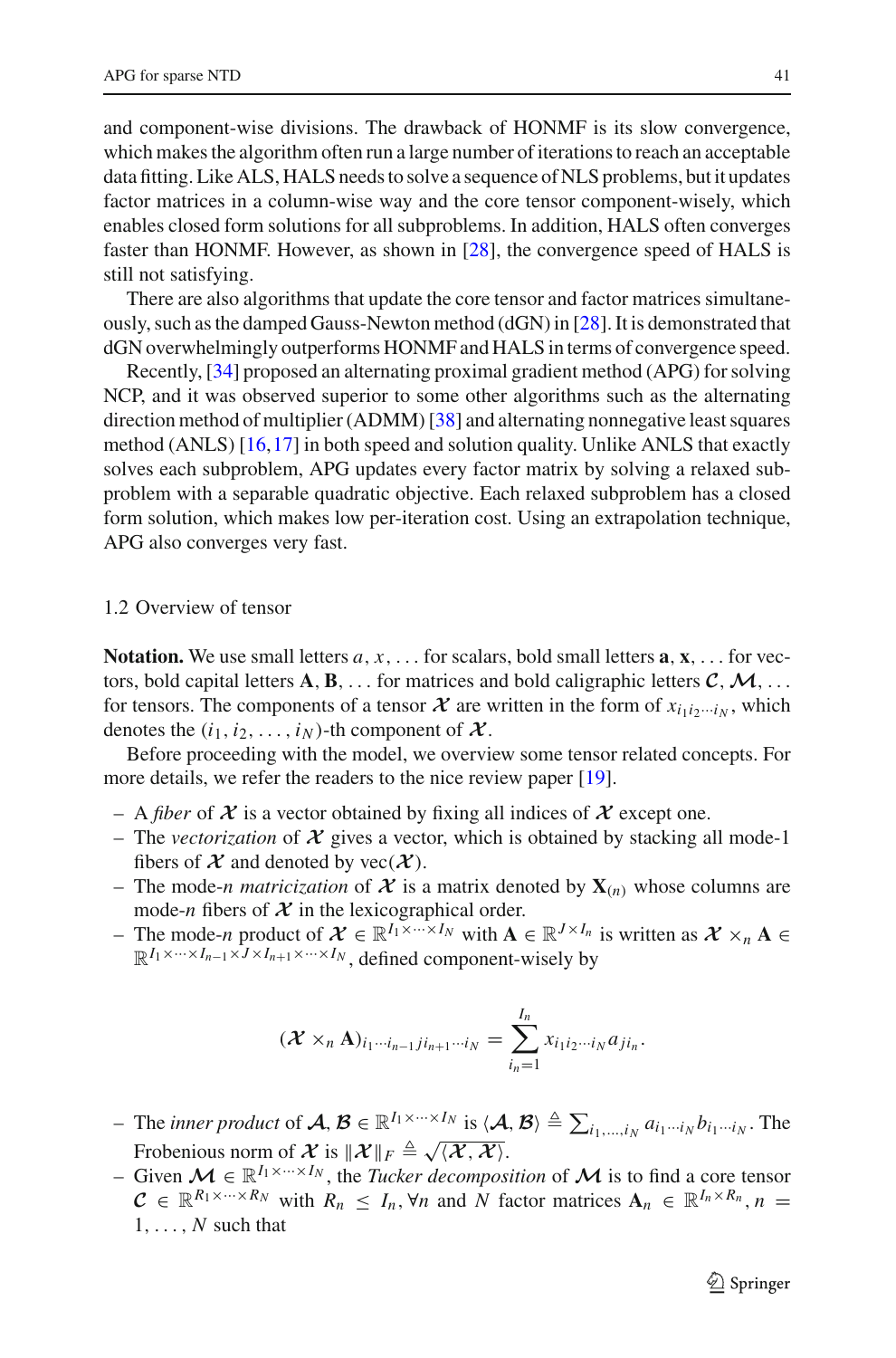and component-wise divisions. The drawback of HONMF is its slow convergence, which makes the algorithm often run a large number of iterations to reach an acceptable data fitting. Like ALS, HALS needs to solve a sequence of NLS problems, but it updates factor matrices in a column-wise way and the core tensor component-wisely, which enables closed form solutions for all subproblems. In addition, HALS often converges faster than HONMF. However, as shown in [28], the convergence speed of HALS is still not satisfying.

There are also algorithms that update the core tensor and factor matrices simultaneously, such as the damped Gauss-Newton method (dGN) in [28]. It is demonstrated that dGN overwhelmingly outperforms HONMF and HALS in terms of convergence speed.

Recently, [34] proposed an alternating proximal gradient method (APG) for solving NCP, and it was observed superior to some other algorithms such as the alternating direction method of multiplier (ADMM) [38] and alternating nonnegative least squares method (ANLS) [16, 17] in both speed and solution quality. Unlike ANLS that exactly solves each subproblem, APG updates every factor matrix by solving a relaxed subproblem with a separable quadratic objective. Each relaxed subproblem has a closed form solution, which makes low per-iteration cost. Using an extrapolation technique, APG also converges very fast.

## 1.2 Overview of tensor

**Notation.** We use small letters $a, x, \ldots$ for scalars, bold small letters $\mathbf{a}, \mathbf{x}, \ldots$ for vectors, bold capital letters $\mathbf{A}, \mathbf{B}, \ldots$ for matrices and bold caligraphic letters $\boldsymbol{\mathcal{C}}, \boldsymbol{\mathcal{M}}, \ldots$ for tensors. The components of a tensor $\boldsymbol{\mathcal{X}}$ are written in the form of $x_{i_1 i_2 \cdots i_N}$, which denotes the $(i_1, i_2, \ldots, i_N)$-th component of $\boldsymbol{\mathcal{X}}$.

Before proceeding with the model, we overview some tensor related concepts. For more details, we refer the readers to the nice review paper [19].

- A *fiber* of $\boldsymbol{\mathcal{X}}$ is a vector obtained by fixing all indices of $\boldsymbol{\mathcal{X}}$ except one.
- The *vectorization* of $\boldsymbol{\mathcal{X}}$ gives a vector, which is obtained by stacking all mode-1 fibers of $\boldsymbol{\mathcal{X}}$ and denoted by $\text{vec}(\boldsymbol{\mathcal{X}})$.
- The mode-$n$ *matricization* of $\boldsymbol{\mathcal{X}}$ is a matrix denoted by $\mathbf{X}_{(n)}$ whose columns are mode-$n$ fibers of $\boldsymbol{\mathcal{X}}$ in the lexicographical order.
- The mode-$n$ product of $\boldsymbol{\mathcal{X}} \in \mathbb{R}^{I_1 \times \cdots \times I_N}$ with $\mathbf{A} \in \mathbb{R}^{J \times I_n}$ is written as $\boldsymbol{\mathcal{X}} \times_n \mathbf{A} \in \mathbb{R}^{I_1 \times \cdots \times I_{n-1} \times J \times I_{n+1} \times \cdots \times I_N}$, defined component-wisely by

$$(\boldsymbol{\mathcal{X}} \times_n \mathbf{A})_{i_1 \cdots i_{n-1} j i_{n+1} \cdots i_N} = \sum_{i_n=1}^{I_n} x_{i_1 i_2 \cdots i_N} a_{j i_n}.$$

- The *inner product* of $\boldsymbol{\mathcal{A}}, \boldsymbol{\mathcal{B}} \in \mathbb{R}^{I_1 \times \cdots \times I_N}$ is $\langle \boldsymbol{\mathcal{A}}, \boldsymbol{\mathcal{B}} \rangle \triangleq \sum_{i_1, \ldots, i_N} a_{i_1 \cdots i_N} b_{i_1 \cdots i_N}$. The Frobenious norm of $\boldsymbol{\mathcal{X}}$ is $\|\boldsymbol{\mathcal{X}}\|_F \triangleq \sqrt{\langle \boldsymbol{\mathcal{X}}, \boldsymbol{\mathcal{X}} \rangle}$.
- Given $\boldsymbol{\mathcal{M}} \in \mathbb{R}^{I_1 \times \cdots \times I_N}$, the *Tucker decomposition* of $\boldsymbol{\mathcal{M}}$ is to find a core tensor $\boldsymbol{\mathcal{C}} \in \mathbb{R}^{R_1 \times \cdots \times R_N}$ with $R_n \leq I_n, \forall n$ and $N$ factor matrices $\mathbf{A}_n \in \mathbb{R}^{I_n \times R_n}, n = 1, \ldots, N$ such that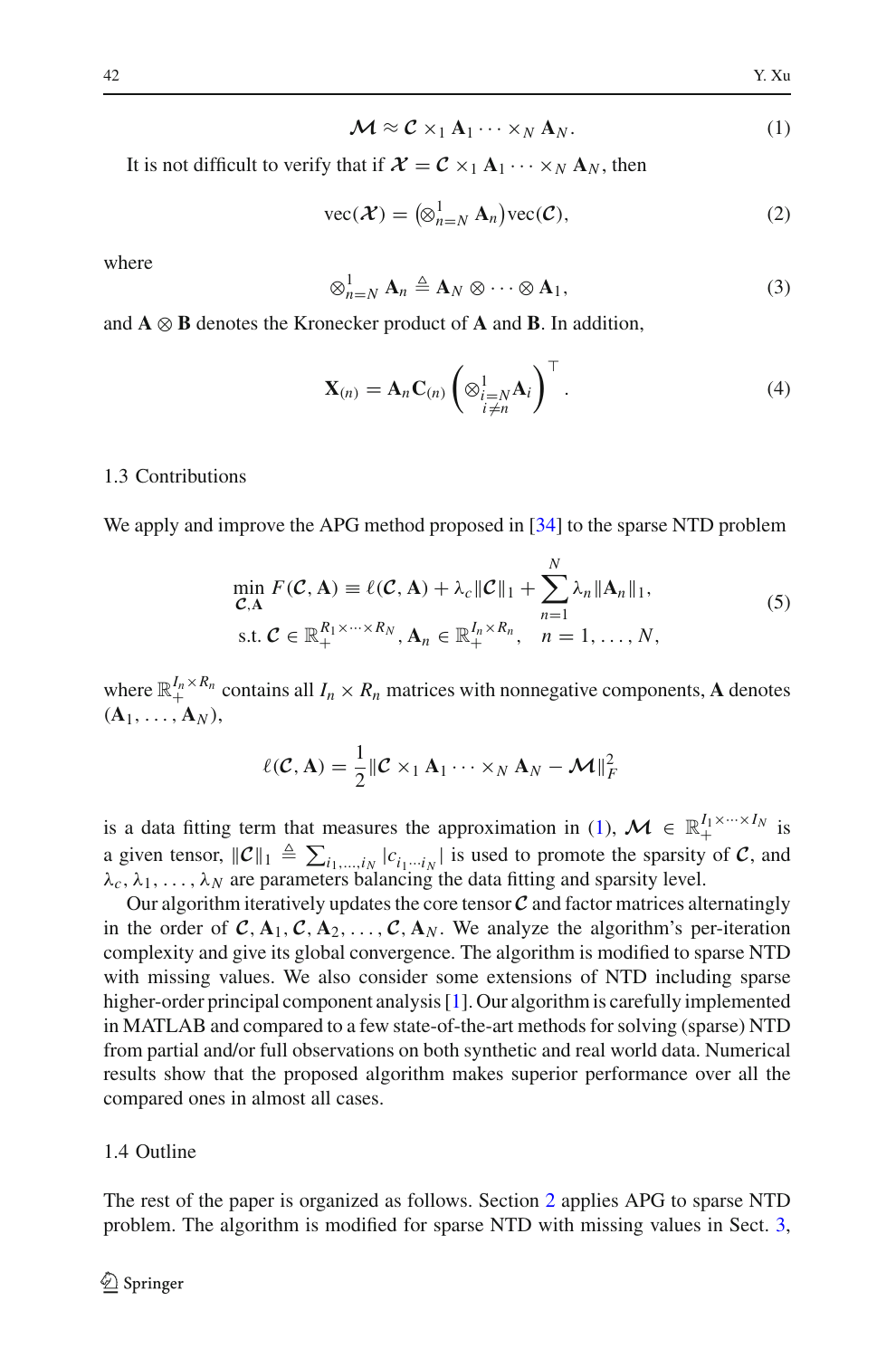$$\mathcal{M} \approx \mathcal{C} \times_1 \mathbf{A}_1 \cdots \times_N \mathbf{A}_N. \tag{1}$$

It is not difficult to verify that if $\mathcal{X} = \mathcal{C} \times_1 \mathbf{A}_1 \cdots \times_N \mathbf{A}_N$, then

$$\text{vec}(\mathcal{X}) = \left(\otimes_{n=N}^{1} \mathbf{A}_n\right)\text{vec}(\mathcal{C}), \tag{2}$$

where

$$\otimes_{n=N}^{1} \mathbf{A}_n \triangleq \mathbf{A}_N \otimes \cdots \otimes \mathbf{A}_1, \tag{3}$$

and $\mathbf{A} \otimes \mathbf{B}$ denotes the Kronecker product of $\mathbf{A}$ and $\mathbf{B}$. In addition,

$$\mathbf{X}_{(n)} = \mathbf{A}_n \mathbf{C}_{(n)} \left( \otimes_{\substack{i=N \\ i \neq n}}^{1} \mathbf{A}_i \right)^{\top}. \tag{4}$$

### 1.3 Contributions

We apply and improve the APG method proposed in [34] to the sparse NTD problem

$$\begin{aligned} \min_{\mathcal{C}, \mathbf{A}} \; & F(\mathcal{C}, \mathbf{A}) \equiv \ell(\mathcal{C}, \mathbf{A}) + \lambda_c \|\mathcal{C}\|_1 + \sum_{n=1}^{N} \lambda_n \|\mathbf{A}_n\|_1, \\ \text{s.t.} \; & \mathcal{C} \in \mathbb{R}_+^{R_1 \times \cdots \times R_N}, \mathbf{A}_n \in \mathbb{R}_+^{I_n \times R_n}, \quad n = 1, \ldots, N, \end{aligned} \tag{5}$$

where $\mathbb{R}_+^{I_n \times R_n}$ contains all $I_n \times R_n$ matrices with nonnegative components, $\mathbf{A}$ denotes $(\mathbf{A}_1, \ldots, \mathbf{A}_N)$,

$$\ell(\mathcal{C}, \mathbf{A}) = \frac{1}{2} \|\mathcal{C} \times_1 \mathbf{A}_1 \cdots \times_N \mathbf{A}_N - \mathcal{M}\|_F^2$$

is a data fitting term that measures the approximation in (1), $\mathcal{M} \in \mathbb{R}_+^{I_1 \times \cdots \times I_N}$ is a given tensor, $\|\mathcal{C}\|_1 \triangleq \sum_{i_1, \ldots, i_N} |c_{i_1 \cdots i_N}|$ is used to promote the sparsity of $\mathcal{C}$, and $\lambda_c, \lambda_1, \ldots, \lambda_N$ are parameters balancing the data fitting and sparsity level.

Our algorithm iteratively updates the core tensor $\mathcal{C}$ and factor matrices alternatingly in the order of $\mathcal{C}, \mathbf{A}_1, \mathcal{C}, \mathbf{A}_2, \ldots, \mathcal{C}, \mathbf{A}_N$. We analyze the algorithm's per-iteration complexity and give its global convergence. The algorithm is modified to sparse NTD with missing values. We also consider some extensions of NTD including sparse higher-order principal component analysis [1]. Our algorithm is carefully implemented in MATLAB and compared to a few state-of-the-art methods for solving (sparse) NTD from partial and/or full observations on both synthetic and real world data. Numerical results show that the proposed algorithm makes superior performance over all the compared ones in almost all cases.

### 1.4 Outline

The rest of the paper is organized as follows. Section 2 applies APG to sparse NTD problem. The algorithm is modified for sparse NTD with missing values in Sect. 3,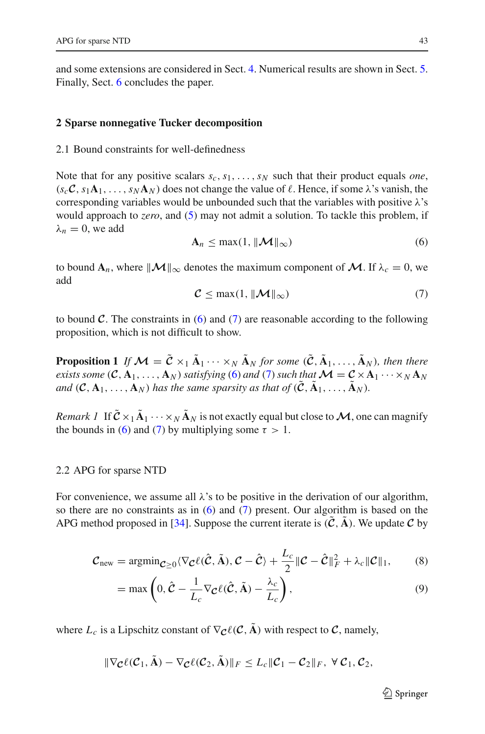and some extensions are considered in Sect. 4. Numerical results are shown in Sect. 5. Finally, Sect. 6 concludes the paper.

## 2 Sparse nonnegative Tucker decomposition

### 2.1 Bound constraints for well-definedness

Note that for any positive scalars $s_c, s_1, \ldots, s_N$ such that their product equals *one*, $(s_c\boldsymbol{\mathcal{C}}, s_1\mathbf{A}_1, \ldots, s_N\mathbf{A}_N)$ does not change the value of $\ell$. Hence, if some $\lambda$'s vanish, the corresponding variables would be unbounded such that the variables with positive $\lambda$'s would approach to *zero*, and (5) may not admit a solution. To tackle this problem, if $\lambda_n = 0$, we add

$$\mathbf{A}_n \leq \max(1, \|\boldsymbol{\mathcal{M}}\|_\infty) \tag{6}$$

to bound $\mathbf{A}_n$, where $\|\boldsymbol{\mathcal{M}}\|_\infty$ denotes the maximum component of $\boldsymbol{\mathcal{M}}$. If $\lambda_c = 0$, we add

$$\boldsymbol{\mathcal{C}} \leq \max(1, \|\boldsymbol{\mathcal{M}}\|_\infty) \tag{7}$$

to bound $\boldsymbol{\mathcal{C}}$. The constraints in (6) and (7) are reasonable according to the following proposition, which is not difficult to show.

**Proposition 1** *If $\boldsymbol{\mathcal{M}} = \tilde{\boldsymbol{\mathcal{C}}} \times_1 \tilde{\mathbf{A}}_1 \cdots \times_N \tilde{\mathbf{A}}_N$ for some $(\tilde{\boldsymbol{\mathcal{C}}}, \tilde{\mathbf{A}}_1, \ldots, \tilde{\mathbf{A}}_N)$, then there exists some $(\boldsymbol{\mathcal{C}}, \mathbf{A}_1, \ldots, \mathbf{A}_N)$ satisfying (6) and (7) such that $\boldsymbol{\mathcal{M}} = \boldsymbol{\mathcal{C}} \times \mathbf{A}_1 \cdots \times_N \mathbf{A}_N$ and $(\boldsymbol{\mathcal{C}}, \mathbf{A}_1, \ldots, \mathbf{A}_N)$ has the same sparsity as that of $(\tilde{\boldsymbol{\mathcal{C}}}, \tilde{\mathbf{A}}_1, \ldots, \tilde{\mathbf{A}}_N)$.*

*Remark 1* If $\tilde{\boldsymbol{\mathcal{C}}} \times_1 \tilde{\mathbf{A}}_1 \cdots \times_N \tilde{\mathbf{A}}_N$ is not exactly equal but close to $\boldsymbol{\mathcal{M}}$, one can magnify the bounds in (6) and (7) by multiplying some $\tau > 1$.

### 2.2 APG for sparse NTD

For convenience, we assume all $\lambda$'s to be positive in the derivation of our algorithm, so there are no constraints as in (6) and (7) present. Our algorithm is based on the APG method proposed in [34]. Suppose the current iterate is $(\tilde{\boldsymbol{\mathcal{C}}}, \tilde{\mathbf{A}})$. We update $\boldsymbol{\mathcal{C}}$ by

$$\boldsymbol{\mathcal{C}}_{\text{new}} = \operatorname{argmin}_{\boldsymbol{\mathcal{C}} \geq 0} \langle \nabla_{\boldsymbol{\mathcal{C}}} \ell(\hat{\boldsymbol{\mathcal{C}}}, \tilde{\mathbf{A}}), \boldsymbol{\mathcal{C}} - \hat{\boldsymbol{\mathcal{C}}} \rangle + \frac{L_c}{2} \|\boldsymbol{\mathcal{C}} - \hat{\boldsymbol{\mathcal{C}}}\|_F^2 + \lambda_c \|\boldsymbol{\mathcal{C}}\|_1, \tag{8}$$

$$= \max\left(0, \hat{\boldsymbol{\mathcal{C}}} - \frac{1}{L_c} \nabla_{\boldsymbol{\mathcal{C}}} \ell(\hat{\boldsymbol{\mathcal{C}}}, \tilde{\mathbf{A}}) - \frac{\lambda_c}{L_c}\right), \tag{9}$$

where $L_c$ is a Lipschitz constant of $\nabla_{\boldsymbol{\mathcal{C}}} \ell(\boldsymbol{\mathcal{C}}, \tilde{\mathbf{A}})$ with respect to $\boldsymbol{\mathcal{C}}$, namely,

$$\|\nabla_{\boldsymbol{\mathcal{C}}} \ell(\boldsymbol{\mathcal{C}}_1, \tilde{\mathbf{A}}) - \nabla_{\boldsymbol{\mathcal{C}}} \ell(\boldsymbol{\mathcal{C}}_2, \tilde{\mathbf{A}})\|_F \leq L_c \|\boldsymbol{\mathcal{C}}_1 - \boldsymbol{\mathcal{C}}_2\|_F, \ \forall\, \boldsymbol{\mathcal{C}}_1, \boldsymbol{\mathcal{C}}_2,$$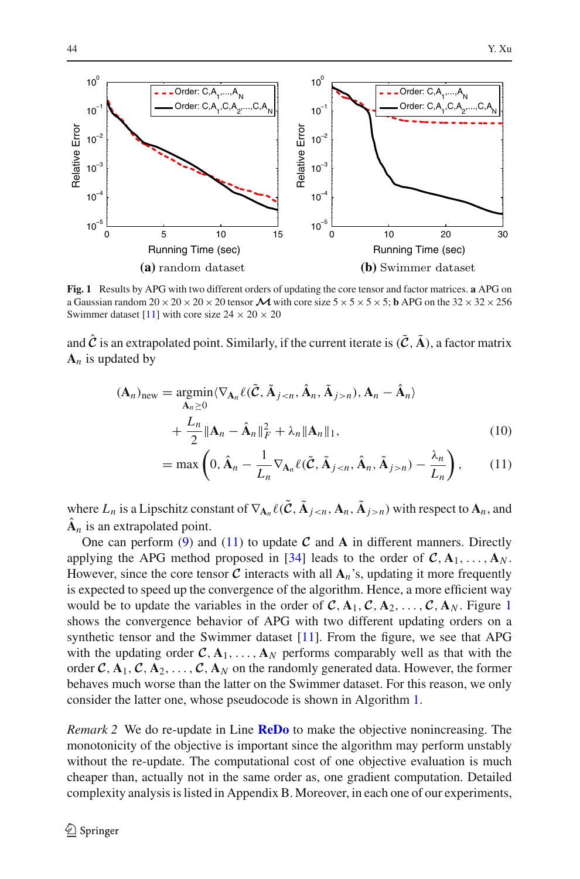Fig. 1 Results by APG with two different orders of updating the core tensor and factor matrices. **a** APG on a Gaussian random $20 \times 20 \times 20 \times 20$ tensor $\mathcal{M}$ with core size $5 \times 5 \times 5 \times 5$; **b** APG on the $32 \times 32 \times 256$ Swimmer dataset [11] with core size $24 \times 20 \times 20$

and $\hat{\mathcal{C}}$ is an extrapolated point. Similarly, if the current iterate is $(\tilde{\mathcal{C}}, \tilde{\mathbf{A}})$, a factor matrix $\mathbf{A}_n$ is updated by

$$
\begin{aligned}
(\mathbf{A}_n)_{\text{new}} &= \underset{\mathbf{A}_n \geq 0}{\operatorname{argmin}} \langle \nabla_{\mathbf{A}_n} \ell(\tilde{\mathcal{C}}, \tilde{\mathbf{A}}_{j<n}, \hat{\mathbf{A}}_n, \tilde{\mathbf{A}}_{j>n}), \mathbf{A}_n - \hat{\mathbf{A}}_n \rangle \\
&\quad + \frac{L_n}{2} \|\mathbf{A}_n - \hat{\mathbf{A}}_n\|_F^2 + \lambda_n \|\mathbf{A}_n\|_1, \qquad (10) \\
&= \max\left(0, \hat{\mathbf{A}}_n - \frac{1}{L_n} \nabla_{\mathbf{A}_n} \ell(\tilde{\mathcal{C}}, \tilde{\mathbf{A}}_{j<n}, \hat{\mathbf{A}}_n, \tilde{\mathbf{A}}_{j>n}) - \frac{\lambda_n}{L_n}\right), \qquad (11)
\end{aligned}
$$

where $L_n$ is a Lipschitz constant of $\nabla_{\mathbf{A}_n} \ell(\tilde{\mathcal{C}}, \tilde{\mathbf{A}}_{j<n}, \mathbf{A}_n, \tilde{\mathbf{A}}_{j>n})$ with respect to $\mathbf{A}_n$, and $\hat{\mathbf{A}}_n$ is an extrapolated point.

One can perform (9) and (11) to update $\mathcal{C}$ and $\mathbf{A}$ in different manners. Directly applying the APG method proposed in [34] leads to the order of $\mathcal{C}, \mathbf{A}_1, \ldots, \mathbf{A}_N$. However, since the core tensor $\mathcal{C}$ interacts with all $\mathbf{A}_n$'s, updating it more frequently is expected to speed up the convergence of the algorithm. Hence, a more efficient way would be to update the variables in the order of $\mathcal{C}, \mathbf{A}_1, \mathcal{C}, \mathbf{A}_2, \ldots, \mathcal{C}, \mathbf{A}_N$. Figure 1 shows the convergence behavior of APG with two different updating orders on a synthetic tensor and the Swimmer dataset [11]. From the figure, we see that APG with the updating order $\mathcal{C}, \mathbf{A}_1, \ldots, \mathbf{A}_N$ performs comparably well as that with the order $\mathcal{C}, \mathbf{A}_1, \mathcal{C}, \mathbf{A}_2, \ldots, \mathcal{C}, \mathbf{A}_N$ on the randomly generated data. However, the former behaves much worse than the latter on the Swimmer dataset. For this reason, we only consider the latter one, whose pseudocode is shown in Algorithm 1.

*Remark 2* We do re-update in Line **ReDo** to make the objective nonincreasing. The monotonicity of the objective is important since the algorithm may perform unstably without the re-update. The computational cost of one objective evaluation is much cheaper than, actually not in the same order as, one gradient computation. Detailed complexity analysis is listed in Appendix B. Moreover, in each one of our experiments,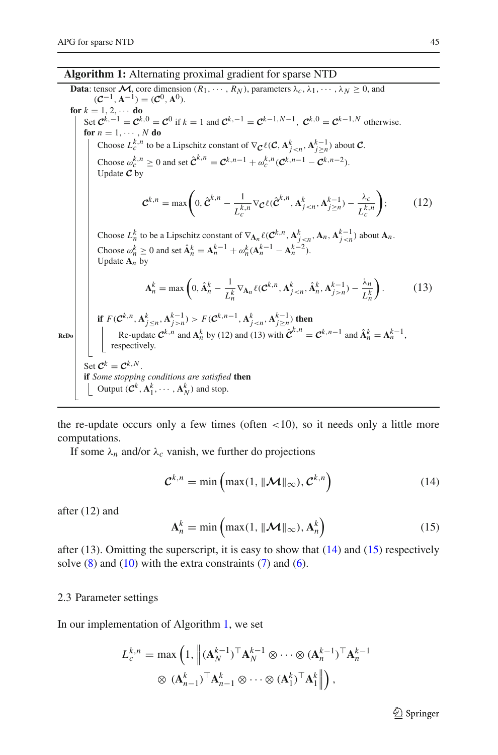**Algorithm 1:** Alternating proximal gradient for sparse NTD

**Data**: tensor $\boldsymbol{\mathcal{M}}$, core dimension $(R_1, \cdots, R_N)$, parameters $\lambda_c, \lambda_1, \cdots, \lambda_N \geq 0$, and $(\boldsymbol{\mathcal{C}}^{-1}, \mathbf{A}^{-1}) = (\boldsymbol{\mathcal{C}}^0, \mathbf{A}^0)$.

**for** $k = 1, 2, \cdots$ **do**

  Set $\boldsymbol{\mathcal{C}}^{k,-1} = \boldsymbol{\mathcal{C}}^{k,0} = \boldsymbol{\mathcal{C}}^0$ if $k = 1$ and $\boldsymbol{\mathcal{C}}^{k,-1} = \boldsymbol{\mathcal{C}}^{k-1,N-1}$, $\boldsymbol{\mathcal{C}}^{k,0} = \boldsymbol{\mathcal{C}}^{k-1,N}$ otherwise.

  **for** $n = 1, \cdots, N$ **do**

    Choose $L_c^{k,n}$ to be a Lipschitz constant of $\nabla_{\boldsymbol{\mathcal{C}}} \ell(\boldsymbol{\mathcal{C}}, \mathbf{A}_{j<n}^k, \mathbf{A}_{j\geq n}^{k-1})$ about $\boldsymbol{\mathcal{C}}$.

    Choose $\omega_c^{k,n} \geq 0$ and set $\hat{\boldsymbol{\mathcal{C}}}^{k,n} = \boldsymbol{\mathcal{C}}^{k,n-1} + \omega_c^{k,n}(\boldsymbol{\mathcal{C}}^{k,n-1} - \boldsymbol{\mathcal{C}}^{k,n-2})$.

    Update $\boldsymbol{\mathcal{C}}$ by

$$\boldsymbol{\mathcal{C}}^{k,n} = \max\left(0, \hat{\boldsymbol{\mathcal{C}}}^{k,n} - \frac{1}{L_c^{k,n}} \nabla_{\boldsymbol{\mathcal{C}}} \ell(\hat{\boldsymbol{\mathcal{C}}}^{k,n}, \mathbf{A}_{j<n}^k, \mathbf{A}_{j\geq n}^{k-1}) - \frac{\lambda_c}{L_c^{k,n}}\right); \tag{12}$$

    Choose $L_n^k$ to be a Lipschitz constant of $\nabla_{\mathbf{A}_n} \ell(\boldsymbol{\mathcal{C}}^{k,n}, \mathbf{A}_{j<n}^k, \mathbf{A}_n, \mathbf{A}_{j<n}^{k-1})$ about $\mathbf{A}_n$.

    Choose $\omega_n^k \geq 0$ and set $\hat{\mathbf{A}}_n^k = \mathbf{A}_n^{k-1} + \omega_n^k(\mathbf{A}_n^{k-1} - \mathbf{A}_n^{k-2})$.

    Update $\mathbf{A}_n$ by

$$\mathbf{A}_n^k = \max\left(0, \hat{\mathbf{A}}_n^k - \frac{1}{L_n^k} \nabla_{\mathbf{A}_n} \ell(\boldsymbol{\mathcal{C}}^{k,n}, \mathbf{A}_{j<n}^k, \hat{\mathbf{A}}_n^k, \mathbf{A}_{j>n}^{k-1}) - \frac{\lambda_n}{L_n^k}\right). \tag{13}$$

    **if** $F(\boldsymbol{\mathcal{C}}^{k,n}, \mathbf{A}_{j\leq n}^k, \mathbf{A}_{j>n}^{k-1}) > F(\boldsymbol{\mathcal{C}}^{k,n-1}, \mathbf{A}_{j<n}^k, \mathbf{A}_{j\geq n}^{k-1})$ **then**

      **ReDo** Re-update $\boldsymbol{\mathcal{C}}^{k,n}$ and $\mathbf{A}_n^k$ by (12) and (13) with $\hat{\boldsymbol{\mathcal{C}}}^{k,n} = \boldsymbol{\mathcal{C}}^{k,n-1}$ and $\hat{\mathbf{A}}_n^k = \mathbf{A}_n^{k-1}$, respectively.

  Set $\boldsymbol{\mathcal{C}}^k = \boldsymbol{\mathcal{C}}^{k,N}$.

  **if** *Some stopping conditions are satisfied* **then**

    Output $(\boldsymbol{\mathcal{C}}^k, \mathbf{A}_1^k, \cdots, \mathbf{A}_N^k)$ and stop.

---

the re-update occurs only a few times (often $<10$), so it needs only a little more computations.

If some $\lambda_n$ and/or $\lambda_c$ vanish, we further do projections

$$\boldsymbol{\mathcal{C}}^{k,n} = \min\left(\max(1, \|\boldsymbol{\mathcal{M}}\|_\infty), \boldsymbol{\mathcal{C}}^{k,n}\right) \tag{14}$$

after (12) and

$$\mathbf{A}_n^k = \min\left(\max(1, \|\boldsymbol{\mathcal{M}}\|_\infty), \mathbf{A}_n^k\right) \tag{15}$$

after (13). Omitting the superscript, it is easy to show that (14) and (15) respectively solve (8) and (10) with the extra constraints (7) and (6).

## 2.3 Parameter settings

In our implementation of Algorithm 1, we set

$$L_c^{k,n} = \max\left(1, \left\|(\mathbf{A}_N^{k-1})^\top \mathbf{A}_N^{k-1} \otimes \cdots \otimes (\mathbf{A}_n^{k-1})^\top \mathbf{A}_n^{k-1} \otimes (\mathbf{A}_{n-1}^k)^\top \mathbf{A}_{n-1}^k \otimes \cdots \otimes (\mathbf{A}_1^k)^\top \mathbf{A}_1^k\right\|\right),$$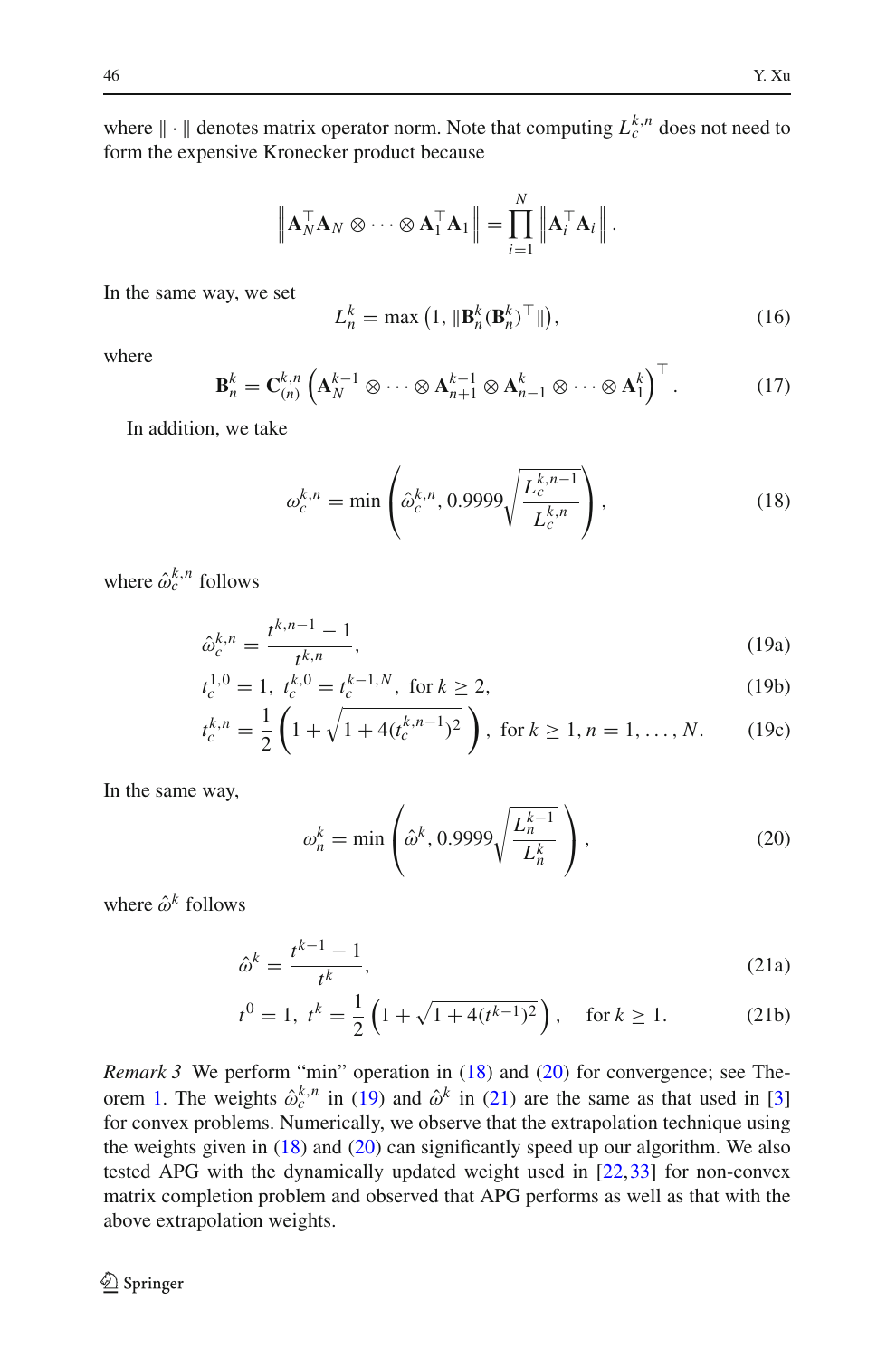where $\|\cdot\|$ denotes matrix operator norm. Note that computing $L_c^{k,n}$ does not need to form the expensive Kronecker product because

$$\left\|\mathbf{A}_N^\top \mathbf{A}_N \otimes \cdots \otimes \mathbf{A}_1^\top \mathbf{A}_1\right\| = \prod_{i=1}^N \left\|\mathbf{A}_i^\top \mathbf{A}_i\right\|.$$

In the same way, we set

$$L_n^k = \max\left(1, \|\mathbf{B}_n^k (\mathbf{B}_n^k)^\top\|\right), \tag{16}$$

where

$$\mathbf{B}_n^k = \mathbf{C}_{(n)}^{k,n}\left(\mathbf{A}_N^{k-1} \otimes \cdots \otimes \mathbf{A}_{n+1}^{k-1} \otimes \mathbf{A}_{n-1}^k \otimes \cdots \otimes \mathbf{A}_1^k\right)^\top. \tag{17}$$

In addition, we take

$$\omega_c^{k,n} = \min\left(\hat{\omega}_c^{k,n}, 0.9999\sqrt{\frac{L_c^{k,n-1}}{L_c^{k,n}}}\right), \tag{18}$$

where $\hat{\omega}_c^{k,n}$ follows

$$\hat{\omega}_c^{k,n} = \frac{t^{k,n-1}-1}{t^{k,n}}, \tag{19a}$$

$$t_c^{1,0} = 1,\ t_c^{k,0} = t_c^{k-1,N},\ \text{for } k \geq 2, \tag{19b}$$

$$t_c^{k,n} = \frac{1}{2}\left(1 + \sqrt{1 + 4(t_c^{k,n-1})^2}\right),\ \text{for } k \geq 1, n = 1, \ldots, N. \tag{19c}$$

In the same way,

$$\omega_n^k = \min\left(\hat{\omega}^k, 0.9999\sqrt{\frac{L_n^{k-1}}{L_n^k}}\right), \tag{20}$$

where $\hat{\omega}^k$ follows

$$\hat{\omega}^k = \frac{t^{k-1}-1}{t^k}, \tag{21a}$$

$$t^0 = 1,\ t^k = \frac{1}{2}\left(1 + \sqrt{1 + 4(t^{k-1})^2}\right), \quad \text{for } k \geq 1. \tag{21b}$$

*Remark 3* We perform "min" operation in (18) and (20) for convergence; see Theorem 1. The weights $\hat{\omega}_c^{k,n}$ in (19) and $\hat{\omega}^k$ in (21) are the same as that used in [3] for convex problems. Numerically, we observe that the extrapolation technique using the weights given in (18) and (20) can significantly speed up our algorithm. We also tested APG with the dynamically updated weight used in [22,33] for non-convex matrix completion problem and observed that APG performs as well as that with the above extrapolation weights.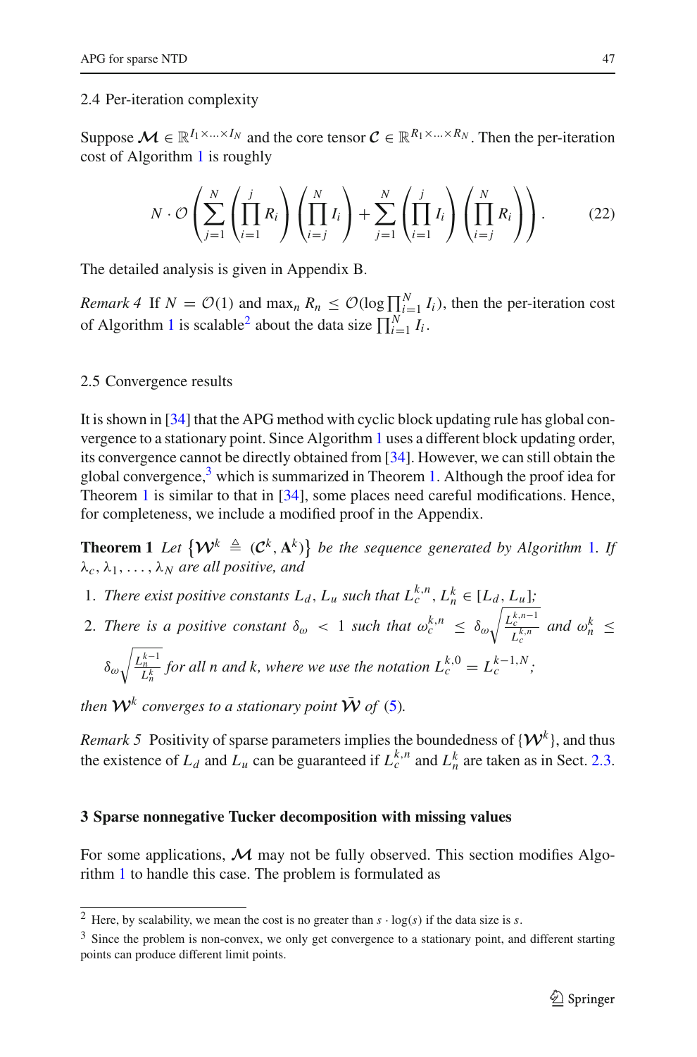### 2.4 Per-iteration complexity

Suppose $\mathcal{M} \in \mathbb{R}^{I_1\times\ldots\times I_N}$ and the core tensor $\mathcal{C} \in \mathbb{R}^{R_1\times\ldots\times R_N}$. Then the per-iteration cost of Algorithm 1 is roughly

$$N \cdot \mathcal{O}\left(\sum_{j=1}^{N}\left(\prod_{i=1}^{j} R_i\right)\left(\prod_{i=j}^{N} I_i\right) + \sum_{j=1}^{N}\left(\prod_{i=1}^{j} I_i\right)\left(\prod_{i=j}^{N} R_i\right)\right). \tag{22}$$

The detailed analysis is given in Appendix B.

*Remark 4* If $N = \mathcal{O}(1)$ and $\max_n R_n \leq \mathcal{O}(\log \prod_{i=1}^{N} I_i)$, then the per-iteration cost of Algorithm 1 is scalable[2] about the data size $\prod_{i=1}^{N} I_i$.

### 2.5 Convergence results

It is shown in [34] that the APG method with cyclic block updating rule has global convergence to a stationary point. Since Algorithm 1 uses a different block updating order, its convergence cannot be directly obtained from [34]. However, we can still obtain the global convergence,[3] which is summarized in Theorem 1. Although the proof idea for Theorem 1 is similar to that in [34], some places need careful modifications. Hence, for completeness, we include a modified proof in the Appendix.

**Theorem 1** *Let* $\{\mathcal{W}^k \triangleq (\mathcal{C}^k, \mathbf{A}^k)\}$ *be the sequence generated by Algorithm 1. If* $\lambda_c, \lambda_1, \ldots, \lambda_N$ *are all positive, and*

1. *There exist positive constants* $L_d, L_u$ *such that* $L_c^{k,n}, L_n^k \in [L_d, L_u]$*;*
2. *There is a positive constant* $\delta_\omega < 1$ *such that* $\omega_c^{k,n} \leq \delta_\omega \sqrt{\frac{L_c^{k,n-1}}{L_c^{k,n}}}$ *and* $\omega_n^k \leq \delta_\omega \sqrt{\frac{L_n^{k-1}}{L_n^k}}$ *for all n and k, where we use the notation* $L_c^{k,0} = L_c^{k-1,N}$*;*

*then* $\mathcal{W}^k$ *converges to a stationary point* $\bar{\mathcal{W}}$ *of* (5).

*Remark 5* Positivity of sparse parameters implies the boundedness of $\{\mathcal{W}^k\}$, and thus the existence of $L_d$ and $L_u$ can be guaranteed if $L_c^{k,n}$ and $L_n^k$ are taken as in Sect. 2.3.

## 3 Sparse nonnegative Tucker decomposition with missing values

For some applications, $\mathcal{M}$ may not be fully observed. This section modifies Algorithm 1 to handle this case. The problem is formulated as

---

[2] Here, by scalability, we mean the cost is no greater than $s \cdot \log(s)$ if the data size is $s$.

[3] Since the problem is non-convex, we only get convergence to a stationary point, and different starting points can produce different limit points.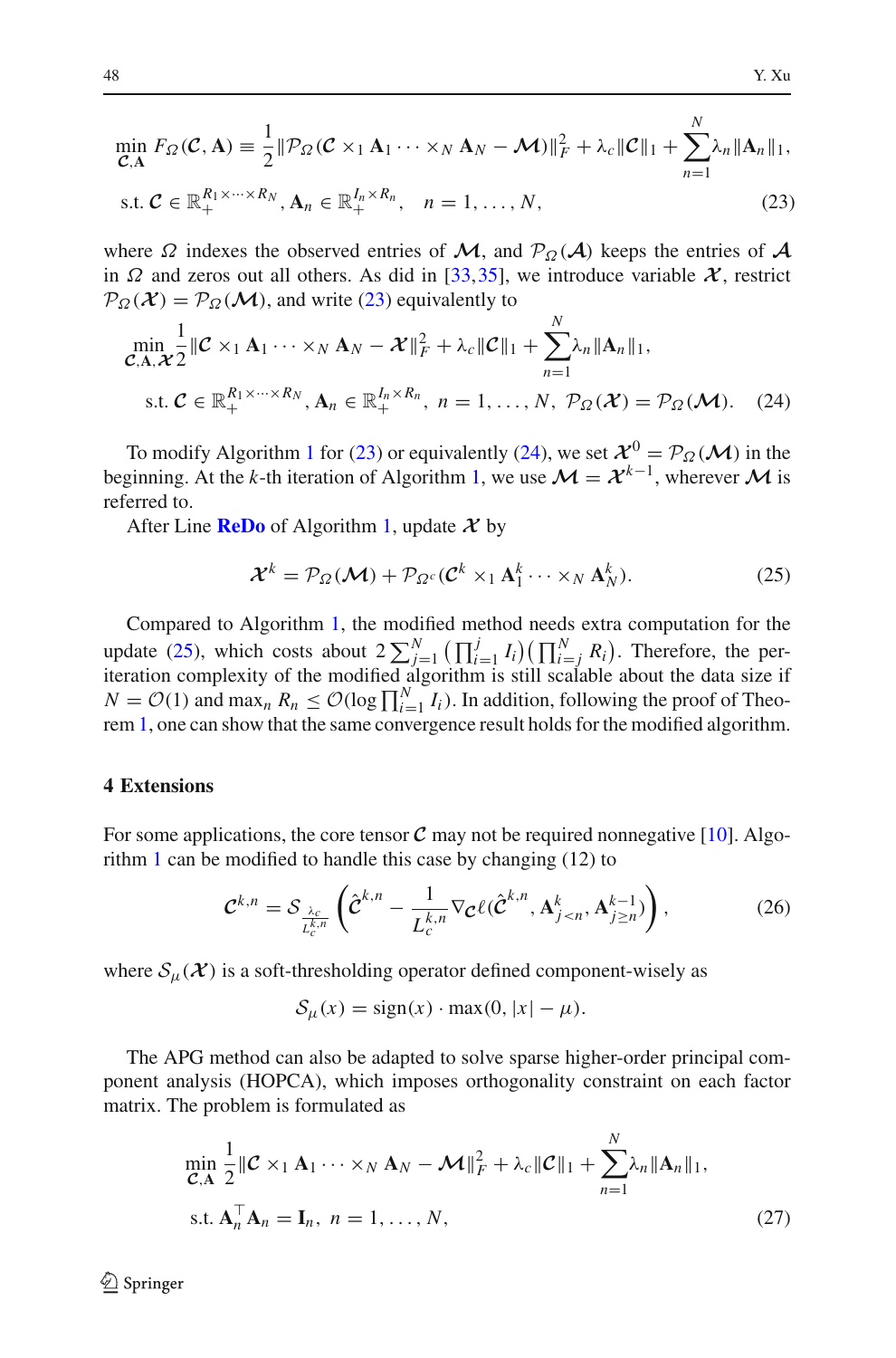$$
\begin{aligned}
&\min_{\boldsymbol{\mathcal{C}},\mathbf{A}} F_{\Omega}(\boldsymbol{\mathcal{C}},\mathbf{A}) \equiv \frac{1}{2}\|\mathcal{P}_{\Omega}(\boldsymbol{\mathcal{C}}\times_1 \mathbf{A}_1\cdots\times_N \mathbf{A}_N - \boldsymbol{\mathcal{M}})\|_F^2 + \lambda_c\|\boldsymbol{\mathcal{C}}\|_1 + \sum_{n=1}^{N}\lambda_n\|\mathbf{A}_n\|_1,\\
&\text{s.t. } \boldsymbol{\mathcal{C}} \in \mathbb{R}_+^{R_1\times\cdots\times R_N}, \mathbf{A}_n \in \mathbb{R}_+^{I_n\times R_n}, \quad n = 1,\ldots,N,
\end{aligned}
\tag{23}
$$

where $\Omega$ indexes the observed entries of $\boldsymbol{\mathcal{M}}$, and $\mathcal{P}_{\Omega}(\boldsymbol{\mathcal{A}})$ keeps the entries of $\boldsymbol{\mathcal{A}}$ in $\Omega$ and zeros out all others. As did in [33,35], we introduce variable $\boldsymbol{\mathcal{X}}$, restrict $\mathcal{P}_{\Omega}(\boldsymbol{\mathcal{X}}) = \mathcal{P}_{\Omega}(\boldsymbol{\mathcal{M}})$, and write (23) equivalently to

$$
\begin{aligned}
&\min_{\boldsymbol{\mathcal{C}},\mathbf{A},\boldsymbol{\mathcal{X}}} \frac{1}{2}\|\boldsymbol{\mathcal{C}}\times_1 \mathbf{A}_1\cdots\times_N \mathbf{A}_N - \boldsymbol{\mathcal{X}}\|_F^2 + \lambda_c\|\boldsymbol{\mathcal{C}}\|_1 + \sum_{n=1}^{N}\lambda_n\|\mathbf{A}_n\|_1,\\
&\quad\text{s.t. } \boldsymbol{\mathcal{C}} \in \mathbb{R}_+^{R_1\times\cdots\times R_N}, \mathbf{A}_n \in \mathbb{R}_+^{I_n\times R_n},\ n = 1,\ldots,N,\ \mathcal{P}_{\Omega}(\boldsymbol{\mathcal{X}}) = \mathcal{P}_{\Omega}(\boldsymbol{\mathcal{M}}).
\end{aligned}
\tag{24}
$$

To modify Algorithm 1 for (23) or equivalently (24), we set $\boldsymbol{\mathcal{X}}^0 = \mathcal{P}_{\Omega}(\boldsymbol{\mathcal{M}})$ in the beginning. At the $k$-th iteration of Algorithm 1, we use $\boldsymbol{\mathcal{M}} = \boldsymbol{\mathcal{X}}^{k-1}$, wherever $\boldsymbol{\mathcal{M}}$ is referred to.

After Line **ReDo** of Algorithm 1, update $\boldsymbol{\mathcal{X}}$ by

$$
\boldsymbol{\mathcal{X}}^k = \mathcal{P}_{\Omega}(\boldsymbol{\mathcal{M}}) + \mathcal{P}_{\Omega^c}(\boldsymbol{\mathcal{C}}^k \times_1 \mathbf{A}_1^k \cdots \times_N \mathbf{A}_N^k). \tag{25}
$$

Compared to Algorithm 1, the modified method needs extra computation for the update (25), which costs about $2\sum_{j=1}^{N}\left(\prod_{i=1}^{j} I_i\right)\left(\prod_{i=j}^{N} R_i\right)$. Therefore, the per-iteration complexity of the modified algorithm is still scalable about the data size if $N = \mathcal{O}(1)$ and $\max_n R_n \le \mathcal{O}(\log \prod_{i=1}^{N} I_i)$. In addition, following the proof of Theorem 1, one can show that the same convergence result holds for the modified algorithm.

## 4 Extensions

For some applications, the core tensor $\boldsymbol{\mathcal{C}}$ may not be required nonnegative [10]. Algorithm 1 can be modified to handle this case by changing (12) to

$$
\boldsymbol{\mathcal{C}}^{k,n} = \mathcal{S}_{\frac{\lambda_c}{L_c^{k,n}}}\left(\hat{\boldsymbol{\mathcal{C}}}^{k,n} - \frac{1}{L_c^{k,n}}\nabla_{\boldsymbol{\mathcal{C}}}\ell(\hat{\boldsymbol{\mathcal{C}}}^{k,n}, \mathbf{A}_{j<n}^k, \mathbf{A}_{j\ge n}^{k-1})\right), \tag{26}
$$

where $\mathcal{S}_{\mu}(\boldsymbol{\mathcal{X}})$ is a soft-thresholding operator defined component-wisely as

$$
\mathcal{S}_{\mu}(x) = \text{sign}(x)\cdot\max(0, |x| - \mu).
$$

The APG method can also be adapted to solve sparse higher-order principal component analysis (HOPCA), which imposes orthogonality constraint on each factor matrix. The problem is formulated as

$$
\begin{aligned}
&\min_{\boldsymbol{\mathcal{C}},\mathbf{A}} \frac{1}{2}\|\boldsymbol{\mathcal{C}}\times_1 \mathbf{A}_1\cdots\times_N \mathbf{A}_N - \boldsymbol{\mathcal{M}}\|_F^2 + \lambda_c\|\boldsymbol{\mathcal{C}}\|_1 + \sum_{n=1}^{N}\lambda_n\|\mathbf{A}_n\|_1,\\
&\text{s.t. } \mathbf{A}_n^{\top}\mathbf{A}_n = \mathbf{I}_n,\ n = 1,\ldots,N,
\end{aligned}
\tag{27}
$$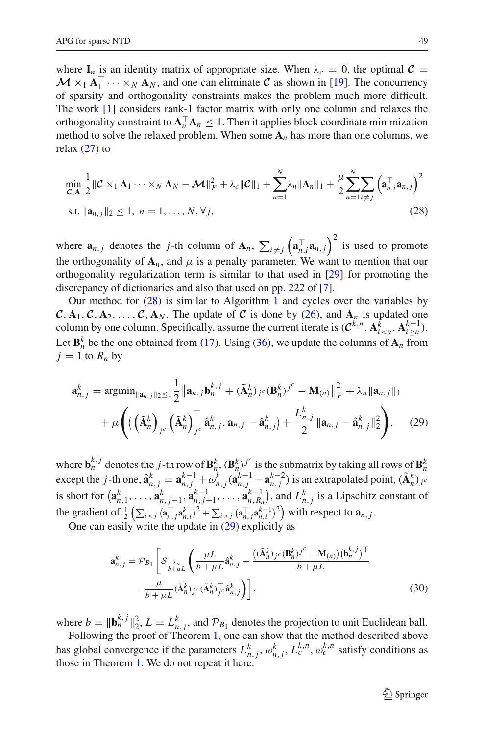where $\mathbf{I}_n$ is an identity matrix of appropriate size. When $\lambda_c = 0$, the optimal $\boldsymbol{\mathcal{C}} = \boldsymbol{\mathcal{M}} \times_1 \mathbf{A}_1^\top \cdots \times_N \mathbf{A}_N$, and one can eliminate $\boldsymbol{\mathcal{C}}$ as shown in [19]. The concurrency of sparsity and orthogonality constraints makes the problem much more difficult. The work [1] considers rank-1 factor matrix with only one column and relaxes the orthogonality constraint to $\mathbf{A}_n^\top \mathbf{A}_n \leq 1$. Then it applies block coordinate minimization method to solve the relaxed problem. When some $\mathbf{A}_n$ has more than one columns, we relax (27) to

$$
\begin{aligned}
&\min_{\boldsymbol{\mathcal{C}},\mathbf{A}} \frac{1}{2}\|\boldsymbol{\mathcal{C}} \times_1 \mathbf{A}_1 \cdots \times_N \mathbf{A}_N - \boldsymbol{\mathcal{M}}\|_F^2 + \lambda_c \|\boldsymbol{\mathcal{C}}\|_1 + \sum_{n=1}^{N} \lambda_n \|\mathbf{A}_n\|_1 + \frac{\mu}{2}\sum_{n=1}^{N}\sum_{i\neq j}\left(\mathbf{a}_{n,i}^\top \mathbf{a}_{n,j}\right)^2 \\
&\text{s.t. } \|\mathbf{a}_{n,j}\|_2 \leq 1,\ n = 1, \ldots, N, \forall j,
\end{aligned}
\tag{28}
$$

where $\mathbf{a}_{n,j}$ denotes the $j$-th column of $\mathbf{A}_n$, $\sum_{i\neq j}\left(\mathbf{a}_{n,i}^\top \mathbf{a}_{n,j}\right)^2$ is used to promote the orthogonality of $\mathbf{A}_n$, and $\mu$ is a penalty parameter. We want to mention that our orthogonality regularization term is similar to that used in [29] for promoting the discrepancy of dictionaries and also that used on pp. 222 of [7].

Our method for (28) is similar to Algorithm 1 and cycles over the variables by $\boldsymbol{\mathcal{C}}, \mathbf{A}_1, \boldsymbol{\mathcal{C}}, \mathbf{A}_2, \ldots, \boldsymbol{\mathcal{C}}, \mathbf{A}_N$. The update of $\boldsymbol{\mathcal{C}}$ is done by (26), and $\mathbf{A}_n$ is updated one column by one column. Specifically, assume the current iterate is $(\boldsymbol{\mathcal{C}}^{k,n}, \mathbf{A}_{i<n}^k, \mathbf{A}_{i\geq n}^{k-1})$. Let $\mathbf{B}_n^k$ be the one obtained from (17). Using (36), we update the columns of $\mathbf{A}_n$ from $j = 1$ to $R_n$ by

$$
\begin{aligned}
\mathbf{a}_{n,j}^k = &\operatorname{argmin}_{\|\mathbf{a}_{n,j}\|_2\leq 1} \frac{1}{2}\left\|\mathbf{a}_{n,j}\mathbf{b}_n^{k,j} + (\tilde{\mathbf{A}}_n^k)_{j^c}(\mathbf{B}_n^k)^{j^c} - \mathbf{M}_{(n)}\right\|_F^2 + \lambda_n \|\mathbf{a}_{n,j}\|_1 \\
&+ \mu\left(\left\langle \left(\tilde{\mathbf{A}}_n^k\right)_{j^c}\left(\tilde{\mathbf{A}}_n^k\right)_{j^c}^\top \hat{\mathbf{a}}_{n,j}^k, \mathbf{a}_{n,j} - \hat{\mathbf{a}}_{n,j}^k\right\rangle + \frac{L_{n,j}^k}{2}\|\mathbf{a}_{n,j} - \hat{\mathbf{a}}_{n,j}^k\|_2^2\right),
\end{aligned}
\tag{29}
$$

where $\mathbf{b}_n^{k,j}$ denotes the $j$-th row of $\mathbf{B}_n^k$, $(\mathbf{B}_n^k)^{j^c}$ is the submatrix by taking all rows of $\mathbf{B}_n^k$ except the $j$-th one, $\hat{\mathbf{a}}_{n,j}^k = \mathbf{a}_{n,j}^{k-1} + \omega_{n,j}^k(\mathbf{a}_{n,j}^{k-1} - \mathbf{a}_{n,j}^{k-2})$ is an extrapolated point, $(\tilde{\mathbf{A}}_n^k)_{j^c}$ is short for $\left(\mathbf{a}_{n,1}^k, \ldots, \mathbf{a}_{n,j-1}^k, \mathbf{a}_{n,j+1}^{k-1}, \ldots, \mathbf{a}_{n,R_n}^{k-1}\right)$, and $L_{n,j}^k$ is a Lipschitz constant of the gradient of $\frac{1}{2}\left(\sum_{i<j}(\mathbf{a}_{n,j}^\top \mathbf{a}_{n,i}^k)^2 + \sum_{i>j}(\mathbf{a}_{n,j}^\top \mathbf{a}_{n,i}^{k-1})^2\right)$ with respect to $\mathbf{a}_{n,j}$.

One can easily write the update in (29) explicitly as

$$
\begin{aligned}
\mathbf{a}_{n,j}^k = \mathcal{P}_{B_1}\Bigg[&\mathcal{S}_{\frac{\lambda_n}{b+\mu L}}\Bigg(\frac{\mu L}{b+\mu L}\hat{\mathbf{a}}_{n,j}^k - \frac{\left((\tilde{\mathbf{A}}_n^k)_{j^c}(\mathbf{B}_n^k)^{j^c} - \mathbf{M}_{(n)}\right)(\mathbf{b}_n^{k,j})^\top}{b+\mu L} \\
&- \frac{\mu}{b+\mu L}(\tilde{\mathbf{A}}_n^k)_{j^c}(\tilde{\mathbf{A}}_n^k)_{j^c}^\top \hat{\mathbf{a}}_{n,j}^k\Bigg)\Bigg],
\end{aligned}
\tag{30}
$$

where $b = \|\mathbf{b}_n^{k,j}\|_2^2$, $L = L_{n,j}^k$, and $\mathcal{P}_{B_1}$ denotes the projection to unit Euclidean ball.

Following the proof of Theorem 1, one can show that the method described above has global convergence if the parameters $L_{n,j}^k, \omega_{n,j}^k, L_c^{k,n}, \omega_c^{k,n}$ satisfy conditions as those in Theorem 1. We do not repeat it here.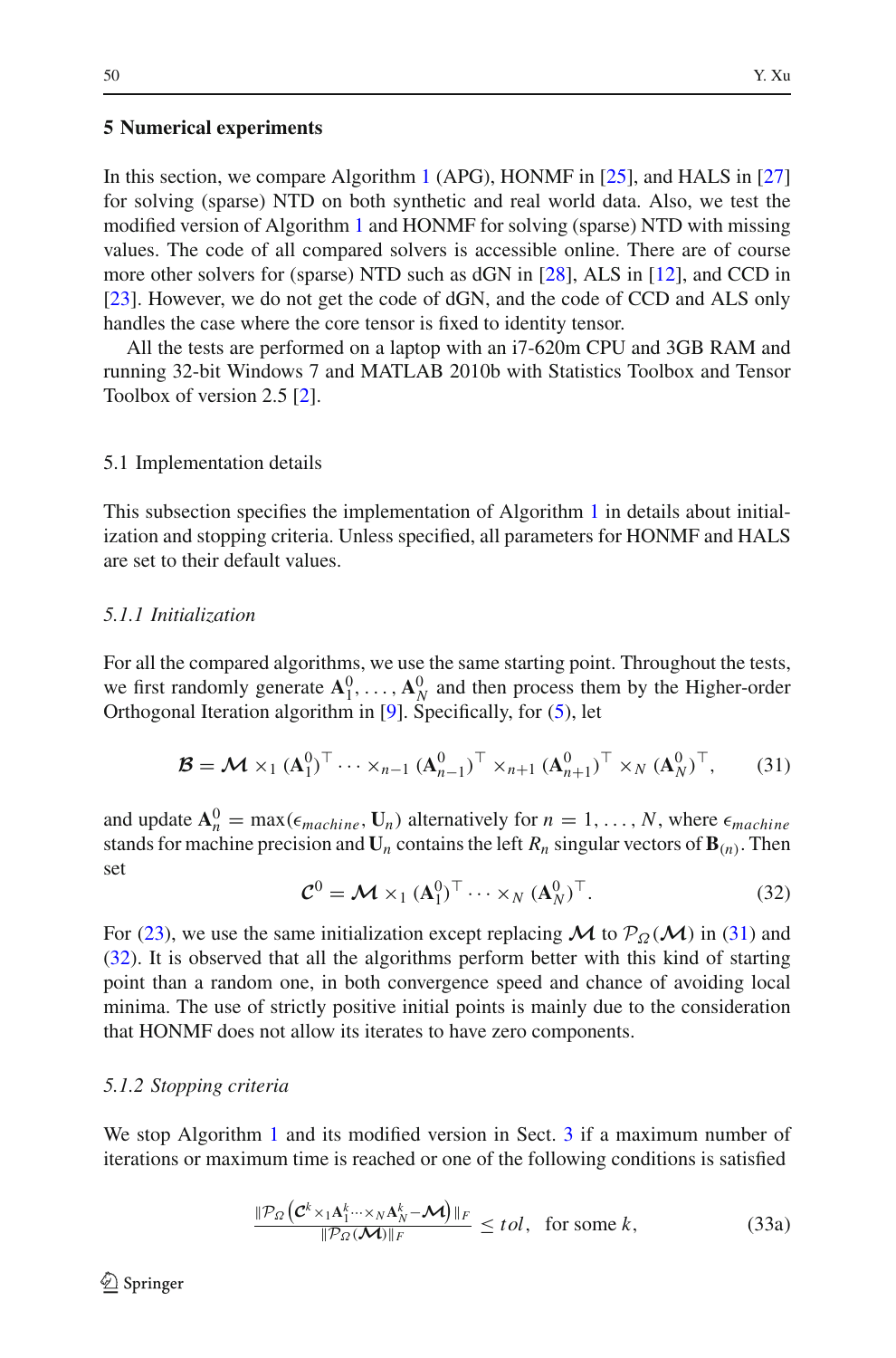## 5 Numerical experiments

In this section, we compare Algorithm 1 (APG), HONMF in [25], and HALS in [27] for solving (sparse) NTD on both synthetic and real world data. Also, we test the modified version of Algorithm 1 and HONMF for solving (sparse) NTD with missing values. The code of all compared solvers is accessible online. There are of course more other solvers for (sparse) NTD such as dGN in [28], ALS in [12], and CCD in [23]. However, we do not get the code of dGN, and the code of CCD and ALS only handles the case where the core tensor is fixed to identity tensor.

All the tests are performed on a laptop with an i7-620m CPU and 3GB RAM and running 32-bit Windows 7 and MATLAB 2010b with Statistics Toolbox and Tensor Toolbox of version 2.5 [2].

### 5.1 Implementation details

This subsection specifies the implementation of Algorithm 1 in details about initialization and stopping criteria. Unless specified, all parameters for HONMF and HALS are set to their default values.

#### *5.1.1 Initialization*

For all the compared algorithms, we use the same starting point. Throughout the tests, we first randomly generate $\mathbf{A}_1^0, \ldots, \mathbf{A}_N^0$ and then process them by the Higher-order Orthogonal Iteration algorithm in [9]. Specifically, for (5), let

$$\boldsymbol{\mathcal{B}} = \boldsymbol{\mathcal{M}} \times_1 (\mathbf{A}_1^0)^\top \cdots \times_{n-1} (\mathbf{A}_{n-1}^0)^\top \times_{n+1} (\mathbf{A}_{n+1}^0)^\top \times_N (\mathbf{A}_N^0)^\top, \tag{31}$$

and update $\mathbf{A}_n^0 = \max(\epsilon_{machine}, \mathbf{U}_n)$ alternatively for $n = 1, \ldots, N$, where $\epsilon_{machine}$ stands for machine precision and $\mathbf{U}_n$ contains the left $R_n$ singular vectors of $\mathbf{B}_{(n)}$. Then set

$$\boldsymbol{\mathcal{C}}^0 = \boldsymbol{\mathcal{M}} \times_1 (\mathbf{A}_1^0)^\top \cdots \times_N (\mathbf{A}_N^0)^\top. \tag{32}$$

For (23), we use the same initialization except replacing $\boldsymbol{\mathcal{M}}$ to $\mathcal{P}_\Omega(\boldsymbol{\mathcal{M}})$ in (31) and (32). It is observed that all the algorithms perform better with this kind of starting point than a random one, in both convergence speed and chance of avoiding local minima. The use of strictly positive initial points is mainly due to the consideration that HONMF does not allow its iterates to have zero components.

#### *5.1.2 Stopping criteria*

We stop Algorithm 1 and its modified version in Sect. 3 if a maximum number of iterations or maximum time is reached or one of the following conditions is satisfied

$$\frac{\|\mathcal{P}_\Omega\left(\boldsymbol{\mathcal{C}}^k \times_1 \mathbf{A}_1^k \cdots \times_N \mathbf{A}_N^k - \boldsymbol{\mathcal{M}}\right)\|_F}{\|\mathcal{P}_\Omega(\boldsymbol{\mathcal{M}})\|_F} \leq tol, \quad \text{for some } k, \tag{33a}$$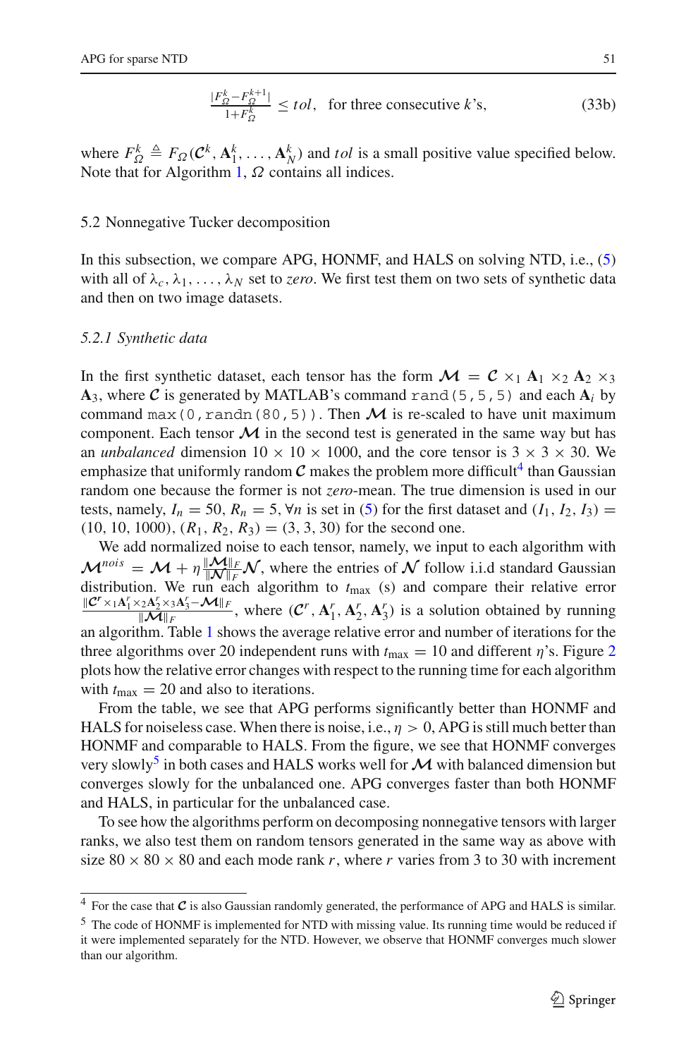$$\frac{|F_\Omega^k - F_\Omega^{k+1}|}{1+F_\Omega^k} \leq tol, \quad \text{for three consecutive } k\text{'s}, \tag{33b}$$

where $F_\Omega^k \triangleq F_\Omega(\mathcal{C}^k, \mathbf{A}_1^k, \ldots, \mathbf{A}_N^k)$ and $tol$ is a small positive value specified below. Note that for Algorithm 1, $\Omega$ contains all indices.

### 5.2 Nonnegative Tucker decomposition

In this subsection, we compare APG, HONMF, and HALS on solving NTD, i.e., (5) with all of $\lambda_c, \lambda_1, \ldots, \lambda_N$ set to *zero*. We first test them on two sets of synthetic data and then on two image datasets.

#### *5.2.1 Synthetic data*

In the first synthetic dataset, each tensor has the form $\mathcal{M} = \mathcal{C} \times_1 \mathbf{A}_1 \times_2 \mathbf{A}_2 \times_3 \mathbf{A}_3$, where $\mathcal{C}$ is generated by MATLAB's command `rand(5,5,5)` and each $\mathbf{A}_i$ by command `max(0,randn(80,5))`. Then $\mathcal{M}$ is re-scaled to have unit maximum component. Each tensor $\mathcal{M}$ in the second test is generated in the same way but has an *unbalanced* dimension $10 \times 10 \times 1000$, and the core tensor is $3 \times 3 \times 30$. We emphasize that uniformly random $\mathcal{C}$ makes the problem more difficult[4] than Gaussian random one because the former is not *zero*-mean. The true dimension is used in our tests, namely, $I_n = 50$, $R_n = 5$, $\forall n$ is set in (5) for the first dataset and $(I_1, I_2, I_3) = (10, 10, 1000)$, $(R_1, R_2, R_3) = (3, 3, 30)$ for the second one.

We add normalized noise to each tensor, namely, we input to each algorithm with $\mathcal{M}^{nois} = \mathcal{M} + \eta \frac{\|\mathcal{M}\|_F}{\|\mathcal{N}\|_F} \mathcal{N}$, where the entries of $\mathcal{N}$ follow i.i.d standard Gaussian distribution. We run each algorithm to $t_{\max}$ (s) and compare their relative error $\frac{\|\mathcal{C}^r \times_1 \mathbf{A}_1^r \times_2 \mathbf{A}_2^r \times_3 \mathbf{A}_3^r - \mathcal{M}\|_F}{\|\mathcal{M}\|_F}$, where $(\mathcal{C}^r, \mathbf{A}_1^r, \mathbf{A}_2^r, \mathbf{A}_3^r)$ is a solution obtained by running an algorithm. Table 1 shows the average relative error and number of iterations for the three algorithms over 20 independent runs with $t_{\max} = 10$ and different $\eta$'s. Figure 2 plots how the relative error changes with respect to the running time for each algorithm with $t_{\max} = 20$ and also to iterations.

From the table, we see that APG performs significantly better than HONMF and HALS for noiseless case. When there is noise, i.e., $\eta > 0$, APG is still much better than HONMF and comparable to HALS. From the figure, we see that HONMF converges very slowly[5] in both cases and HALS works well for $\mathcal{M}$ with balanced dimension but converges slowly for the unbalanced one. APG converges faster than both HONMF and HALS, in particular for the unbalanced case.

To see how the algorithms perform on decomposing nonnegative tensors with larger ranks, we also test them on random tensors generated in the same way as above with size $80 \times 80 \times 80$ and each mode rank $r$, where $r$ varies from 3 to 30 with increment

---

[4] For the case that $\mathcal{C}$ is also Gaussian randomly generated, the performance of APG and HALS is similar.

[5] The code of HONMF is implemented for NTD with missing value. Its running time would be reduced if it were implemented separately for the NTD. However, we observe that HONMF converges much slower than our algorithm.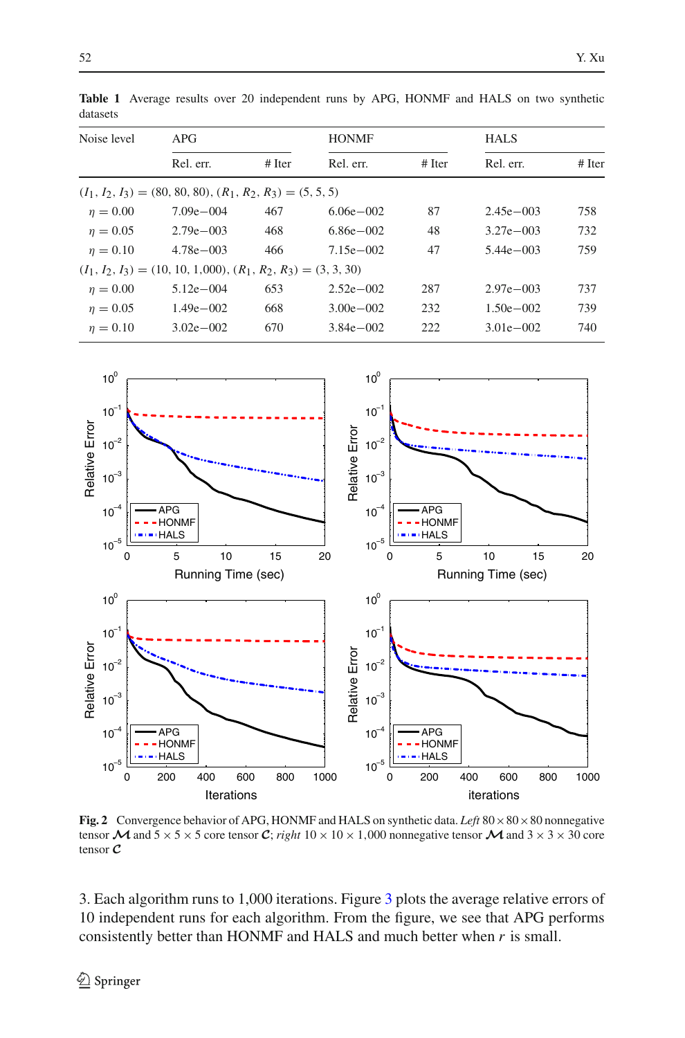**Table 1** Average results over 20 independent runs by APG, HONMF and HALS on two synthetic datasets

| Noise level | APG | | HONMF | | HALS | |
|---|---|---|---|---|---|---|
| | Rel. err. | # Iter | Rel. err. | # Iter | Rel. err. | # Iter |
| $(I_1, I_2, I_3) = (80, 80, 80)$, $(R_1, R_2, R_3) = (5, 5, 5)$ | | | | | | |
| $\eta = 0.00$ | 7.09e−004 | 467 | 6.06e−002 | 87 | 2.45e−003 | 758 |
| $\eta = 0.05$ | 2.79e−003 | 468 | 6.86e−002 | 48 | 3.27e−003 | 732 |
| $\eta = 0.10$ | 4.78e−003 | 466 | 7.15e−002 | 47 | 5.44e−003 | 759 |
| $(I_1, I_2, I_3) = (10, 10, 1{,}000)$, $(R_1, R_2, R_3) = (3, 3, 30)$ | | | | | | |
| $\eta = 0.00$ | 5.12e−004 | 653 | 2.52e−002 | 287 | 2.97e−003 | 737 |
| $\eta = 0.05$ | 1.49e−002 | 668 | 3.00e−002 | 232 | 1.50e−002 | 739 |
| $\eta = 0.10$ | 3.02e−002 | 670 | 3.84e−002 | 222 | 3.01e−002 | 740 |

**Fig. 2** Convergence behavior of APG, HONMF and HALS on synthetic data. *Left* $80 \times 80 \times 80$ nonnegative tensor $\mathcal{M}$ and $5 \times 5 \times 5$ core tensor $\mathcal{C}$; *right* $10 \times 10 \times 1{,}000$ nonnegative tensor $\mathcal{M}$ and $3 \times 3 \times 30$ core tensor $\mathcal{C}$

3. Each algorithm runs to 1,000 iterations. Figure 3 plots the average relative errors of 10 independent runs for each algorithm. From the figure, we see that APG performs consistently better than HONMF and HALS and much better when $r$ is small.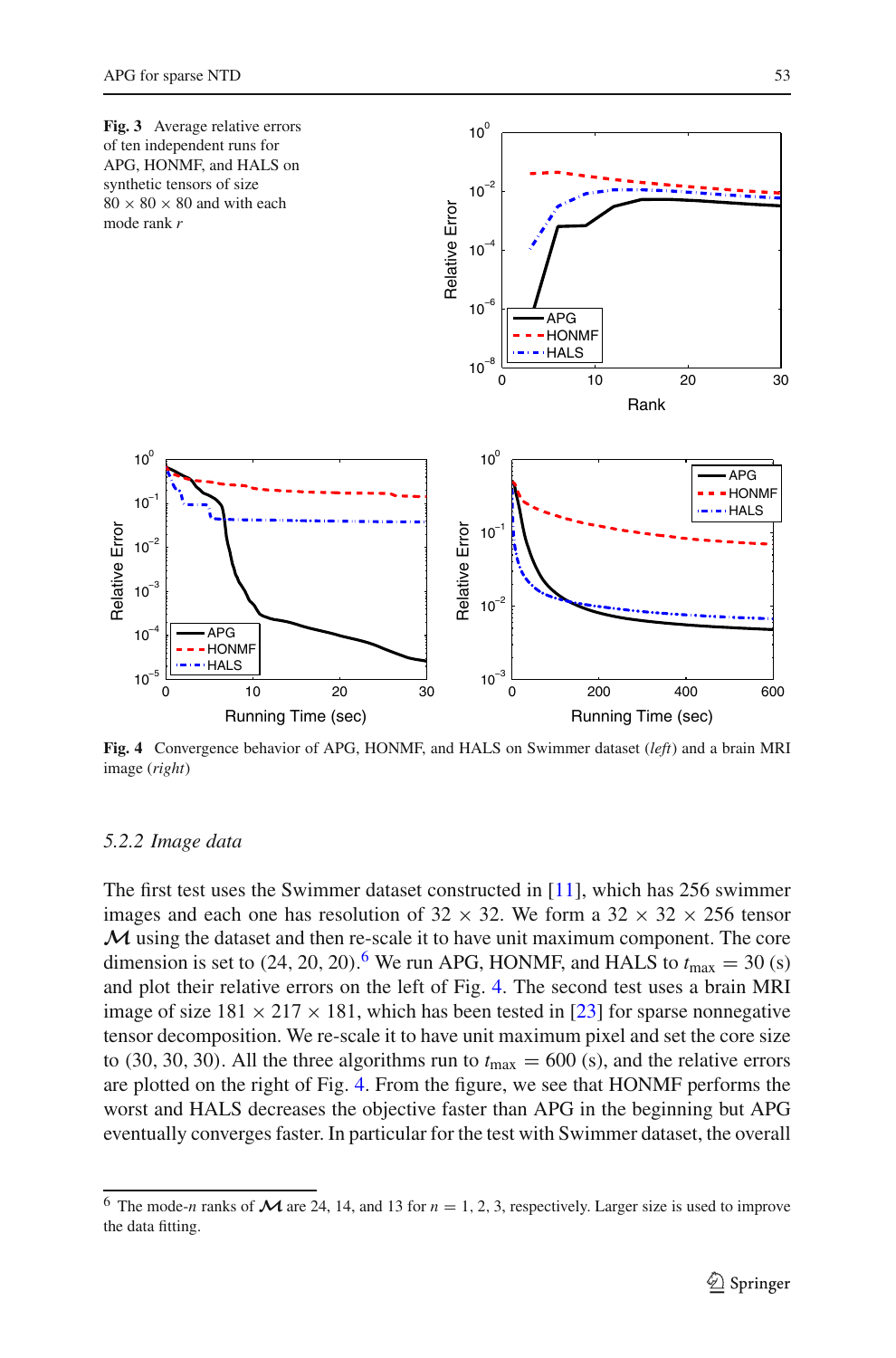**Fig. 3** Average relative errors of ten independent runs for APG, HONMF, and HALS on synthetic tensors of size $80 \times 80 \times 80$ and with each mode rank $r$

**Fig. 4** Convergence behavior of APG, HONMF, and HALS on Swimmer dataset (*left*) and a brain MRI image (*right*)

### 5.2.2 Image data

The first test uses the Swimmer dataset constructed in [11], which has 256 swimmer images and each one has resolution of $32 \times 32$. We form a $32 \times 32 \times 256$ tensor $\boldsymbol{\mathcal{M}}$ using the dataset and then re-scale it to have unit maximum component. The core dimension is set to (24, 20, 20).[6] We run APG, HONMF, and HALS to $t_{\max} = 30$ (s) and plot their relative errors on the left of Fig. 4. The second test uses a brain MRI image of size $181 \times 217 \times 181$, which has been tested in [23] for sparse nonnegative tensor decomposition. We re-scale it to have unit maximum pixel and set the core size to (30, 30, 30). All the three algorithms run to $t_{\max} = 600$ (s), and the relative errors are plotted on the right of Fig. 4. From the figure, we see that HONMF performs the worst and HALS decreases the objective faster than APG in the beginning but APG eventually converges faster. In particular for the test with Swimmer dataset, the overall

[6] The mode-$n$ ranks of $\boldsymbol{\mathcal{M}}$ are 24, 14, and 13 for $n = 1, 2, 3$, respectively. Larger size is used to improve the data fitting.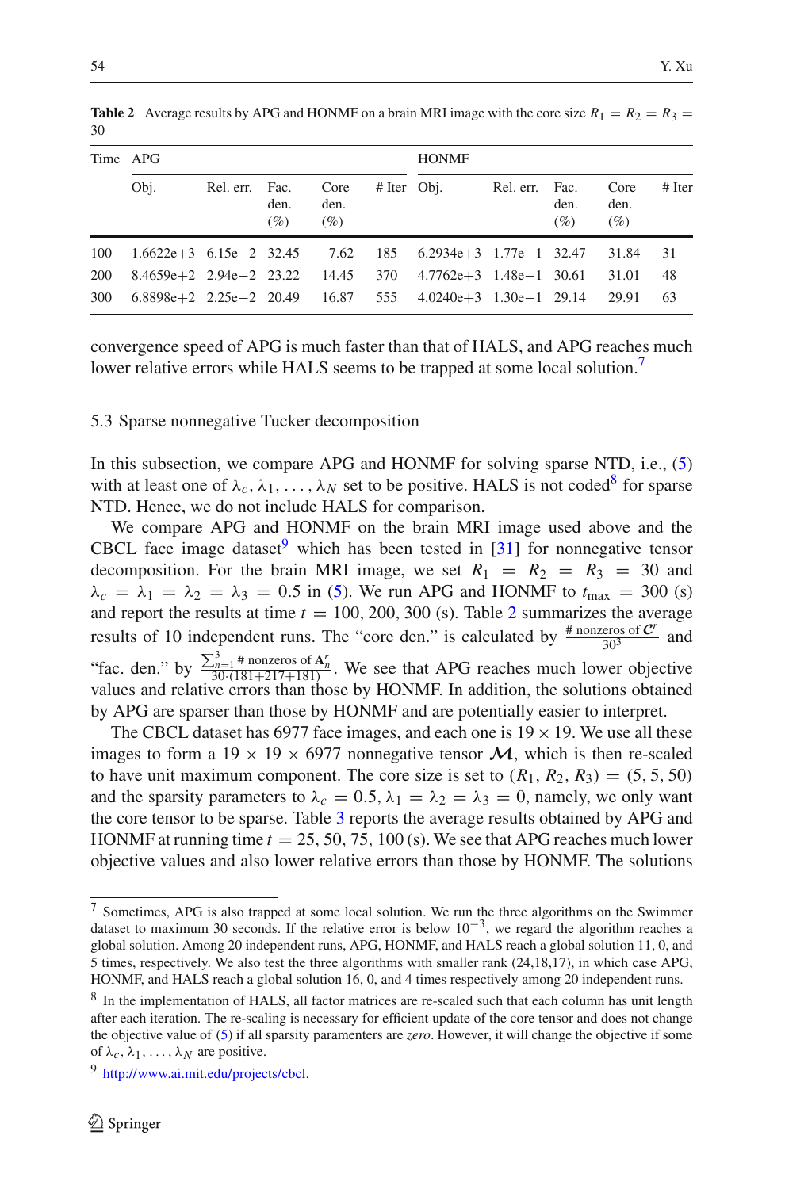**Table 2** Average results by APG and HONMF on a brain MRI image with the core size $R_1 = R_2 = R_3 = 30$

| Time | APG | | | | | HONMF | | | | |
|---|---|---|---|---|---|---|---|---|---|---|
| | Obj. | Rel. err. | Fac. den. (%) | Core den. (%) | # Iter | Obj. | Rel. err. | Fac. den. (%) | Core den. (%) | # Iter |
| 100 | 1.6622e+3 | 6.15e−2 | 32.45 | 7.62 | 185 | 6.2934e+3 | 1.77e−1 | 32.47 | 31.84 | 31 |
| 200 | 8.4659e+2 | 2.94e−2 | 23.22 | 14.45 | 370 | 4.7762e+3 | 1.48e−1 | 30.61 | 31.01 | 48 |
| 300 | 6.8898e+2 | 2.25e−2 | 20.49 | 16.87 | 555 | 4.0240e+3 | 1.30e−1 | 29.14 | 29.91 | 63 |

convergence speed of APG is much faster than that of HALS, and APG reaches much lower relative errors while HALS seems to be trapped at some local solution.[7]

### 5.3 Sparse nonnegative Tucker decomposition

In this subsection, we compare APG and HONMF for solving sparse NTD, i.e., (5) with at least one of $\lambda_c, \lambda_1, \ldots, \lambda_N$ set to be positive. HALS is not coded[8] for sparse NTD. Hence, we do not include HALS for comparison.

We compare APG and HONMF on the brain MRI image used above and the CBCL face image dataset[9] which has been tested in [31] for nonnegative tensor decomposition. For the brain MRI image, we set $R_1 = R_2 = R_3 = 30$ and $\lambda_c = \lambda_1 = \lambda_2 = \lambda_3 = 0.5$ in (5). We run APG and HONMF to $t_{\max} = 300$ (s) and report the results at time $t = 100, 200, 300$ (s). Table 2 summarizes the average results of 10 independent runs. The "core den." is calculated by $\frac{\#\text{ nonzeros of } \mathcal{C}^r}{30^3}$ and "fac. den." by $\frac{\sum_{n=1}^{3} \#\text{ nonzeros of } \mathbf{A}_n^r}{30\cdot(181+217+181)}$. We see that APG reaches much lower objective values and relative errors than those by HONMF. In addition, the solutions obtained by APG are sparser than those by HONMF and are potentially easier to interpret.

The CBCL dataset has 6977 face images, and each one is $19 \times 19$. We use all these images to form a $19 \times 19 \times 6977$ nonnegative tensor $\mathcal{M}$, which is then re-scaled to have unit maximum component. The core size is set to $(R_1, R_2, R_3) = (5, 5, 50)$ and the sparsity parameters to $\lambda_c = 0.5, \lambda_1 = \lambda_2 = \lambda_3 = 0$, namely, we only want the core tensor to be sparse. Table 3 reports the average results obtained by APG and HONMF at running time $t = 25, 50, 75, 100$ (s). We see that APG reaches much lower objective values and also lower relative errors than those by HONMF. The solutions

---

[7] Sometimes, APG is also trapped at some local solution. We run the three algorithms on the Swimmer dataset to maximum 30 seconds. If the relative error is below $10^{-3}$, we regard the algorithm reaches a global solution. Among 20 independent runs, APG, HONMF, and HALS reach a global solution 11, 0, and 5 times, respectively. We also test the three algorithms with smaller rank (24,18,17), in which case APG, HONMF, and HALS reach a global solution 16, 0, and 4 times respectively among 20 independent runs.

[8] In the implementation of HALS, all factor matrices are re-scaled such that each column has unit length after each iteration. The re-scaling is necessary for efficient update of the core tensor and does not change the objective value of (5) if all sparsity paramenters are *zero*. However, it will change the objective if some of $\lambda_c, \lambda_1, \ldots, \lambda_N$ are positive.

[9] http://www.ai.mit.edu/projects/cbcl.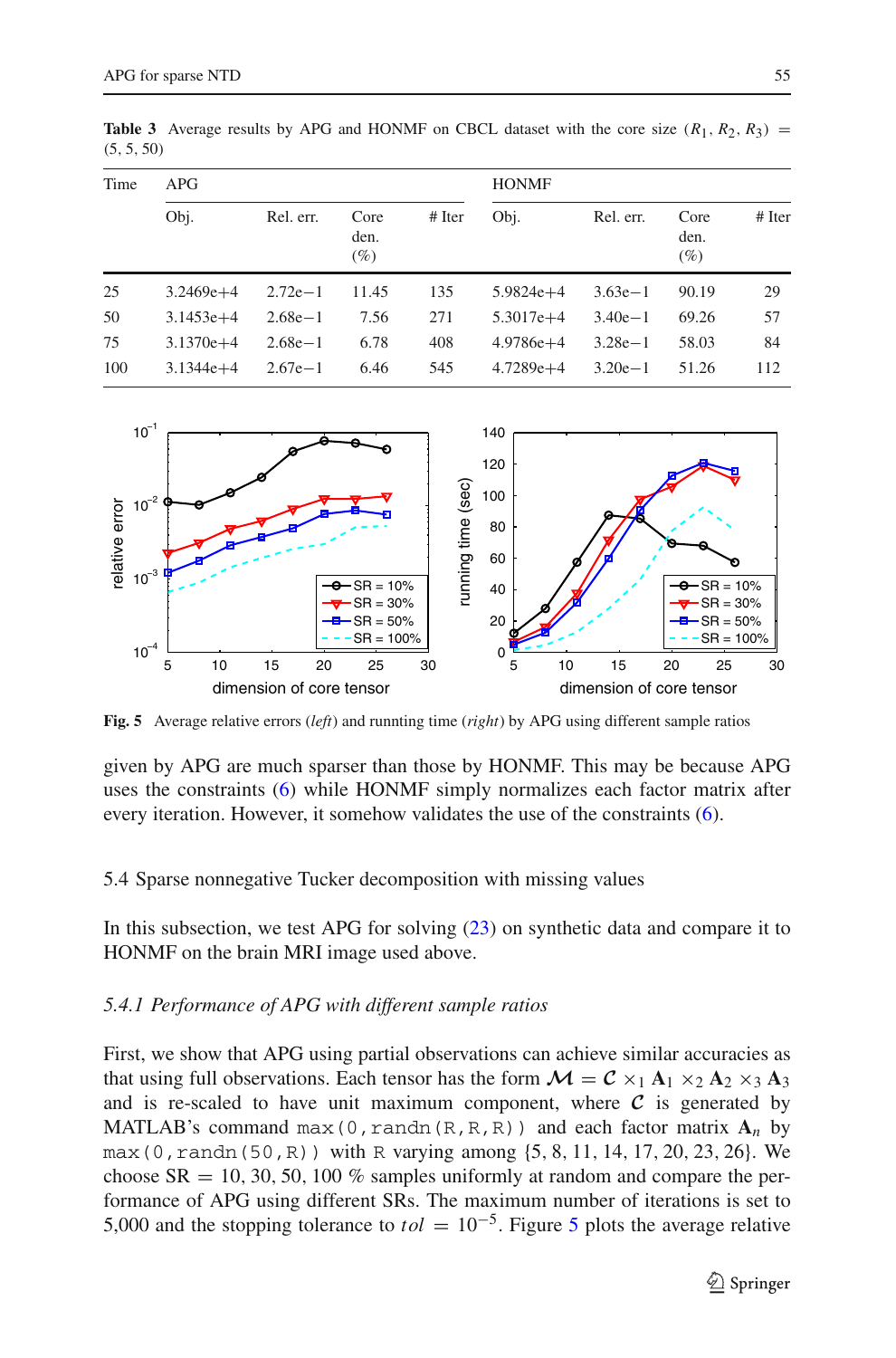**Table 3** Average results by APG and HONMF on CBCL dataset with the core size $(R_1, R_2, R_3) = (5, 5, 50)$

| Time | APG | | | | HONMF | | | |
|---|---|---|---|---|---|---|---|---|
| | Obj. | Rel. err. | Core den. (%) | # Iter | Obj. | Rel. err. | Core den. (%) | # Iter |
| 25 | 3.2469e+4 | 2.72e−1 | 11.45 | 135 | 5.9824e+4 | 3.63e−1 | 90.19 | 29 |
| 50 | 3.1453e+4 | 2.68e−1 | 7.56 | 271 | 5.3017e+4 | 3.40e−1 | 69.26 | 57 |
| 75 | 3.1370e+4 | 2.68e−1 | 6.78 | 408 | 4.9786e+4 | 3.28e−1 | 58.03 | 84 |
| 100 | 3.1344e+4 | 2.67e−1 | 6.46 | 545 | 4.7289e+4 | 3.20e−1 | 51.26 | 112 |

**Fig. 5** Average relative errors (*left*) and runnting time (*right*) by APG using different sample ratios

given by APG are much sparser than those by HONMF. This may be because APG uses the constraints (6) while HONMF simply normalizes each factor matrix after every iteration. However, it somehow validates the use of the constraints (6).

## 5.4 Sparse nonnegative Tucker decomposition with missing values

In this subsection, we test APG for solving (23) on synthetic data and compare it to HONMF on the brain MRI image used above.

### *5.4.1 Performance of APG with different sample ratios*

First, we show that APG using partial observations can achieve similar accuracies as that using full observations. Each tensor has the form $\boldsymbol{\mathcal{M}} = \boldsymbol{\mathcal{C}} \times_1 \mathbf{A}_1 \times_2 \mathbf{A}_2 \times_3 \mathbf{A}_3$ and is re-scaled to have unit maximum component, where $\boldsymbol{\mathcal{C}}$ is generated by MATLAB's command `max(0,randn(R,R,R))` and each factor matrix $\mathbf{A}_n$ by `max(0,randn(50,R))` with `R` varying among {5, 8, 11, 14, 17, 20, 23, 26}. We choose SR = 10, 30, 50, 100 % samples uniformly at random and compare the performance of APG using different SRs. The maximum number of iterations is set to 5,000 and the stopping tolerance to $tol = 10^{-5}$. Figure 5 plots the average relative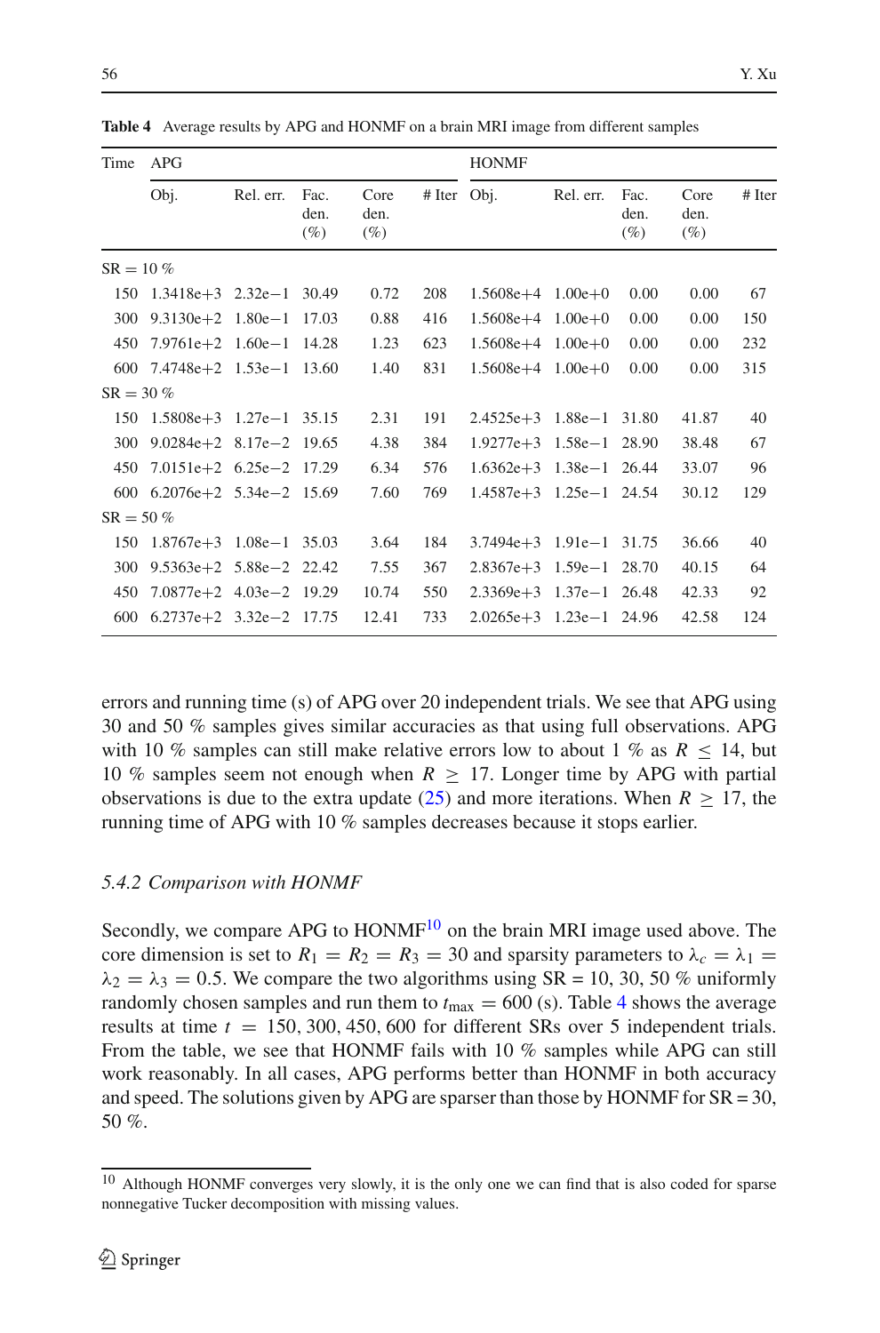**Table 4** Average results by APG and HONMF on a brain MRI image from different samples

| Time | APG | | | | | HONMF | | | | |
|---|---|---|---|---|---|---|---|---|---|---|
| | Obj. | Rel. err. | Fac. den. (%) | Core den. (%) | # Iter | Obj. | Rel. err. | Fac. den. (%) | Core den. (%) | # Iter |
| SR = 10 % | | | | | | | | | | |
| 150 | 1.3418e+3 | 2.32e−1 | 30.49 | 0.72 | 208 | 1.5608e+4 | 1.00e+0 | 0.00 | 0.00 | 67 |
| 300 | 9.3130e+2 | 1.80e−1 | 17.03 | 0.88 | 416 | 1.5608e+4 | 1.00e+0 | 0.00 | 0.00 | 150 |
| 450 | 7.9761e+2 | 1.60e−1 | 14.28 | 1.23 | 623 | 1.5608e+4 | 1.00e+0 | 0.00 | 0.00 | 232 |
| 600 | 7.4748e+2 | 1.53e−1 | 13.60 | 1.40 | 831 | 1.5608e+4 | 1.00e+0 | 0.00 | 0.00 | 315 |
| SR = 30 % | | | | | | | | | | |
| 150 | 1.5808e+3 | 1.27e−1 | 35.15 | 2.31 | 191 | 2.4525e+3 | 1.88e−1 | 31.80 | 41.87 | 40 |
| 300 | 9.0284e+2 | 8.17e−2 | 19.65 | 4.38 | 384 | 1.9277e+3 | 1.58e−1 | 28.90 | 38.48 | 67 |
| 450 | 7.0151e+2 | 6.25e−2 | 17.29 | 6.34 | 576 | 1.6362e+3 | 1.38e−1 | 26.44 | 33.07 | 96 |
| 600 | 6.2076e+2 | 5.34e−2 | 15.69 | 7.60 | 769 | 1.4587e+3 | 1.25e−1 | 24.54 | 30.12 | 129 |
| SR = 50 % | | | | | | | | | | |
| 150 | 1.8767e+3 | 1.08e−1 | 35.03 | 3.64 | 184 | 3.7494e+3 | 1.91e−1 | 31.75 | 36.66 | 40 |
| 300 | 9.5363e+2 | 5.88e−2 | 22.42 | 7.55 | 367 | 2.8367e+3 | 1.59e−1 | 28.70 | 40.15 | 64 |
| 450 | 7.0877e+2 | 4.03e−2 | 19.29 | 10.74 | 550 | 2.3369e+3 | 1.37e−1 | 26.48 | 42.33 | 92 |
| 600 | 6.2737e+2 | 3.32e−2 | 17.75 | 12.41 | 733 | 2.0265e+3 | 1.23e−1 | 24.96 | 42.58 | 124 |

errors and running time (s) of APG over 20 independent trials. We see that APG using 30 and 50 % samples gives similar accuracies as that using full observations. APG with 10 % samples can still make relative errors low to about 1 % as $R \leq 14$, but 10 % samples seem not enough when $R \geq 17$. Longer time by APG with partial observations is due to the extra update (25) and more iterations. When $R \geq 17$, the running time of APG with 10 % samples decreases because it stops earlier.

### *5.4.2 Comparison with HONMF*

Secondly, we compare APG to HONMF[10] on the brain MRI image used above. The core dimension is set to $R_1 = R_2 = R_3 = 30$ and sparsity parameters to $\lambda_c = \lambda_1 = \lambda_2 = \lambda_3 = 0.5$. We compare the two algorithms using SR = 10, 30, 50 % uniformly randomly chosen samples and run them to $t_{\max} = 600$ (s). Table 4 shows the average results at time $t = 150, 300, 450, 600$ for different SRs over 5 independent trials. From the table, we see that HONMF fails with 10 % samples while APG can still work reasonably. In all cases, APG performs better than HONMF in both accuracy and speed. The solutions given by APG are sparser than those by HONMF for SR = 30, 50 %.

[10] Although HONMF converges very slowly, it is the only one we can find that is also coded for sparse nonnegative Tucker decomposition with missing values.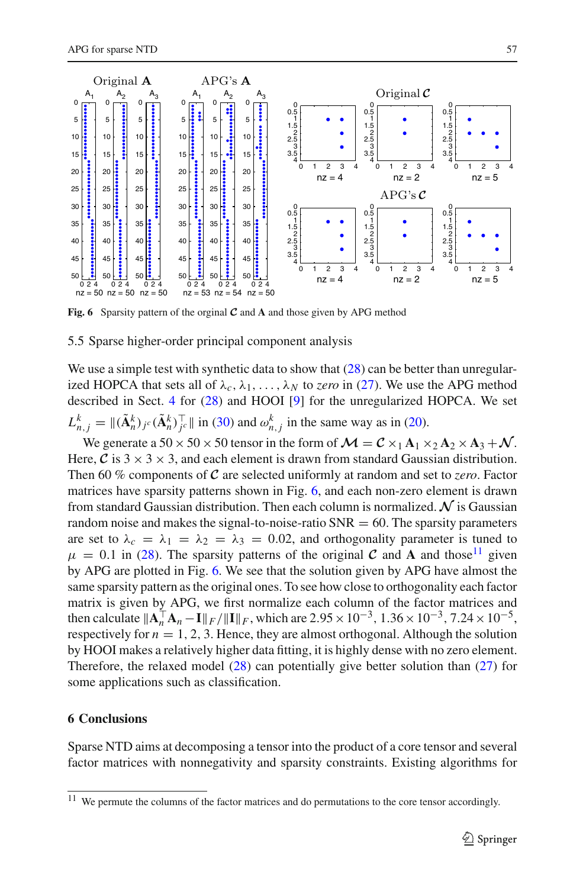Fig. 6 Sparsity pattern of the orginal $\boldsymbol{\mathcal{C}}$ and $\mathbf{A}$ and those given by APG method

### 5.5 Sparse higher-order principal component analysis

We use a simple test with synthetic data to show that (28) can be better than unregularized HOPCA that sets all of $\lambda_c, \lambda_1, \ldots, \lambda_N$ to *zero* in (27). We use the APG method described in Sect. 4 for (28) and HOOI [9] for the unregularized HOPCA. We set $L_{n,j}^k = \|(\tilde{\mathbf{A}}_n^k)_{j^c}(\tilde{\mathbf{A}}_n^k)_{j^c}^\top\|$ in (30) and $\omega_{n,j}^k$ in the same way as in (20).

We generate a $50 \times 50 \times 50$ tensor in the form of $\boldsymbol{\mathcal{M}} = \boldsymbol{\mathcal{C}} \times_1 \mathbf{A}_1 \times_2 \mathbf{A}_2 \times \mathbf{A}_3 + \boldsymbol{\mathcal{N}}$. Here, $\boldsymbol{\mathcal{C}}$ is $3 \times 3 \times 3$, and each element is drawn from standard Gaussian distribution. Then 60 % components of $\boldsymbol{\mathcal{C}}$ are selected uniformly at random and set to *zero*. Factor matrices have sparsity patterns shown in Fig. 6, and each non-zero element is drawn from standard Gaussian distribution. Then each column is normalized. $\boldsymbol{\mathcal{N}}$ is Gaussian random noise and makes the signal-to-noise-ratio SNR $= 60$. The sparsity parameters are set to $\lambda_c = \lambda_1 = \lambda_2 = \lambda_3 = 0.02$, and orthogonality parameter is tuned to $\mu = 0.1$ in (28). The sparsity patterns of the original $\boldsymbol{\mathcal{C}}$ and $\mathbf{A}$ and those[11] given by APG are plotted in Fig. 6. We see that the solution given by APG have almost the same sparsity pattern as the original ones. To see how close to orthogonality each factor matrix is given by APG, we first normalize each column of the factor matrices and then calculate $\|\mathbf{A}_n^\top \mathbf{A}_n - \mathbf{I}\|_F / \|\mathbf{I}\|_F$, which are $2.95 \times 10^{-3}$, $1.36 \times 10^{-3}$, $7.24 \times 10^{-5}$, respectively for $n = 1, 2, 3$. Hence, they are almost orthogonal. Although the solution by HOOI makes a relatively higher data fitting, it is highly dense with no zero element. Therefore, the relaxed model (28) can potentially give better solution than (27) for some applications such as classification.

## 6 Conclusions

Sparse NTD aims at decomposing a tensor into the product of a core tensor and several factor matrices with nonnegativity and sparsity constraints. Existing algorithms for

[11] We permute the columns of the factor matrices and do permutations to the core tensor accordingly.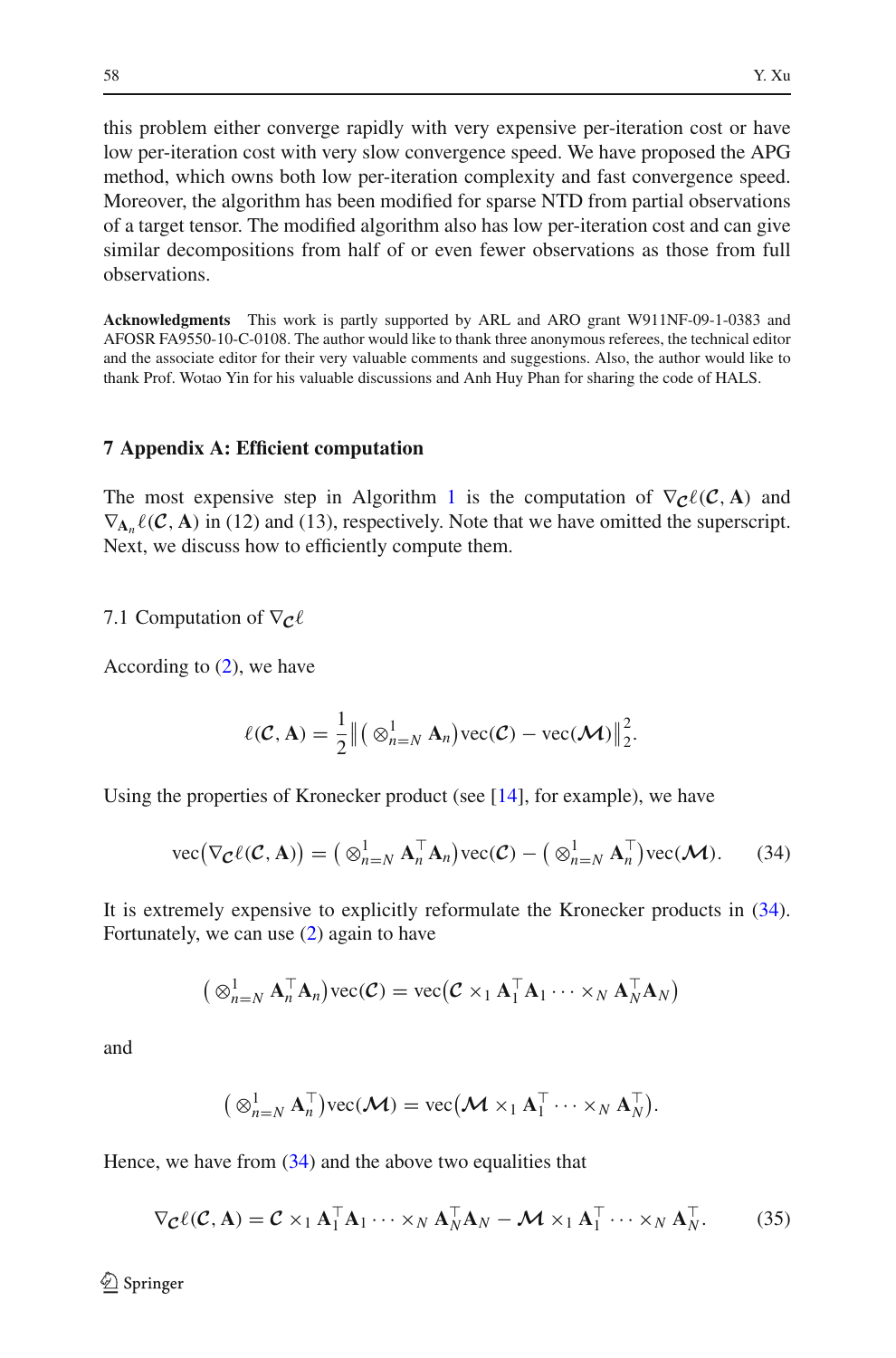this problem either converge rapidly with very expensive per-iteration cost or have low per-iteration cost with very slow convergence speed. We have proposed the APG method, which owns both low per-iteration complexity and fast convergence speed. Moreover, the algorithm has been modified for sparse NTD from partial observations of a target tensor. The modified algorithm also has low per-iteration cost and can give similar decompositions from half of or even fewer observations as those from full observations.

**Acknowledgments** This work is partly supported by ARL and ARO grant W911NF-09-1-0383 and AFOSR FA9550-10-C-0108. The author would like to thank three anonymous referees, the technical editor and the associate editor for their very valuable comments and suggestions. Also, the author would like to thank Prof. Wotao Yin for his valuable discussions and Anh Huy Phan for sharing the code of HALS.

## 7 Appendix A: Efficient computation

The most expensive step in Algorithm 1 is the computation of $\nabla_{\mathcal{C}}\ell(\mathcal{C}, \mathbf{A})$ and $\nabla_{\mathbf{A}_n}\ell(\mathcal{C}, \mathbf{A})$ in (12) and (13), respectively. Note that we have omitted the superscript. Next, we discuss how to efficiently compute them.

### 7.1 Computation of $\nabla_{\mathcal{C}}\ell$

According to (2), we have

$$\ell(\mathcal{C}, \mathbf{A}) = \frac{1}{2}\left\| \left( \otimes_{n=N}^{1} \mathbf{A}_n \right) \mathrm{vec}(\mathcal{C}) - \mathrm{vec}(\boldsymbol{\mathcal{M}}) \right\|_2^2.$$

Using the properties of Kronecker product (see [14], for example), we have

$$\mathrm{vec}\big(\nabla_{\mathcal{C}}\ell(\mathcal{C}, \mathbf{A})\big) = \left( \otimes_{n=N}^{1} \mathbf{A}_n^\top \mathbf{A}_n \right) \mathrm{vec}(\mathcal{C}) - \left( \otimes_{n=N}^{1} \mathbf{A}_n^\top \right) \mathrm{vec}(\boldsymbol{\mathcal{M}}). \tag{34}$$

It is extremely expensive to explicitly reformulate the Kronecker products in (34). Fortunately, we can use (2) again to have

$$\left( \otimes_{n=N}^{1} \mathbf{A}_n^\top \mathbf{A}_n \right) \mathrm{vec}(\mathcal{C}) = \mathrm{vec}\left( \mathcal{C} \times_1 \mathbf{A}_1^\top \mathbf{A}_1 \cdots \times_N \mathbf{A}_N^\top \mathbf{A}_N \right)$$

and

$$\left( \otimes_{n=N}^{1} \mathbf{A}_n^\top \right) \mathrm{vec}(\boldsymbol{\mathcal{M}}) = \mathrm{vec}\left( \boldsymbol{\mathcal{M}} \times_1 \mathbf{A}_1^\top \cdots \times_N \mathbf{A}_N^\top \right).$$

Hence, we have from (34) and the above two equalities that

$$\nabla_{\mathcal{C}}\ell(\mathcal{C}, \mathbf{A}) = \mathcal{C} \times_1 \mathbf{A}_1^\top \mathbf{A}_1 \cdots \times_N \mathbf{A}_N^\top \mathbf{A}_N - \boldsymbol{\mathcal{M}} \times_1 \mathbf{A}_1^\top \cdots \times_N \mathbf{A}_N^\top. \tag{35}$$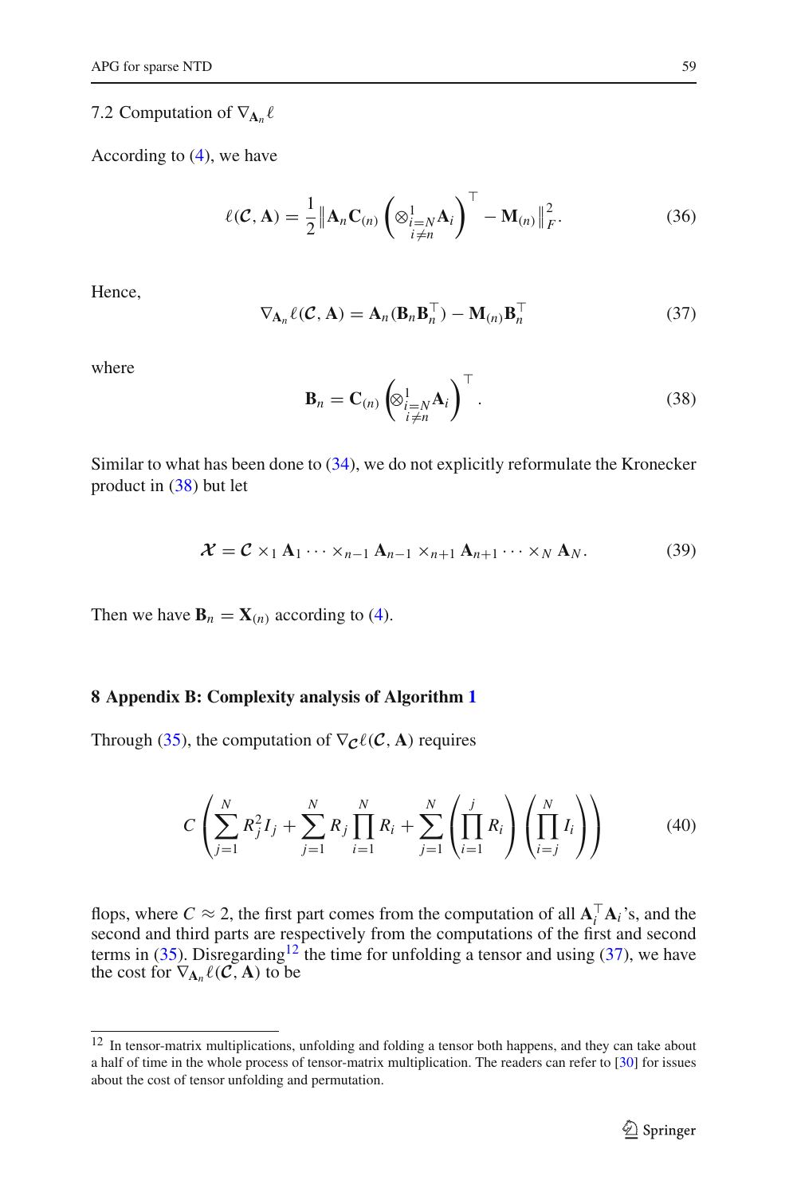### 7.2 Computation of $\nabla_{\mathbf{A}_n}\ell$

According to (4), we have

$$\ell(\mathcal{C}, \mathbf{A}) = \frac{1}{2}\left\|\mathbf{A}_n \mathbf{C}_{(n)} \left(\otimes_{\substack{i=N \\ i\neq n}}^{1} \mathbf{A}_i\right)^{\top} - \mathbf{M}_{(n)}\right\|_F^2. \tag{36}$$

Hence,

$$\nabla_{\mathbf{A}_n}\ell(\mathcal{C}, \mathbf{A}) = \mathbf{A}_n(\mathbf{B}_n\mathbf{B}_n^{\top}) - \mathbf{M}_{(n)}\mathbf{B}_n^{\top} \tag{37}$$

where

$$\mathbf{B}_n = \mathbf{C}_{(n)} \left(\otimes_{\substack{i=N \\ i\neq n}}^{1} \mathbf{A}_i\right)^{\top}. \tag{38}$$

Similar to what has been done to (34), we do not explicitly reformulate the Kronecker product in (38) but let

$$\mathcal{X} = \mathcal{C} \times_1 \mathbf{A}_1 \cdots \times_{n-1} \mathbf{A}_{n-1} \times_{n+1} \mathbf{A}_{n+1} \cdots \times_N \mathbf{A}_N. \tag{39}$$

Then we have $\mathbf{B}_n = \mathbf{X}_{(n)}$ according to (4).

## 8 Appendix B: Complexity analysis of Algorithm 1

Through (35), the computation of $\nabla_{\mathcal{C}}\ell(\mathcal{C}, \mathbf{A})$ requires

$$C\left(\sum_{j=1}^{N} R_j^2 I_j + \sum_{j=1}^{N} R_j \prod_{i=1}^{N} R_i + \sum_{j=1}^{N}\left(\prod_{i=1}^{j} R_i\right)\left(\prod_{i=j}^{N} I_i\right)\right) \tag{40}$$

flops, where $C \approx 2$, the first part comes from the computation of all $\mathbf{A}_i^{\top}\mathbf{A}_i$'s, and the second and third parts are respectively from the computations of the first and second terms in (35). Disregarding[12] the time for unfolding a tensor and using (37), we have the cost for $\nabla_{\mathbf{A}_n}\ell(\mathcal{C}, \mathbf{A})$ to be

---

[12] In tensor-matrix multiplications, unfolding and folding a tensor both happens, and they can take about a half of time in the whole process of tensor-matrix multiplication. The readers can refer to [30] for issues about the cost of tensor unfolding and permutation.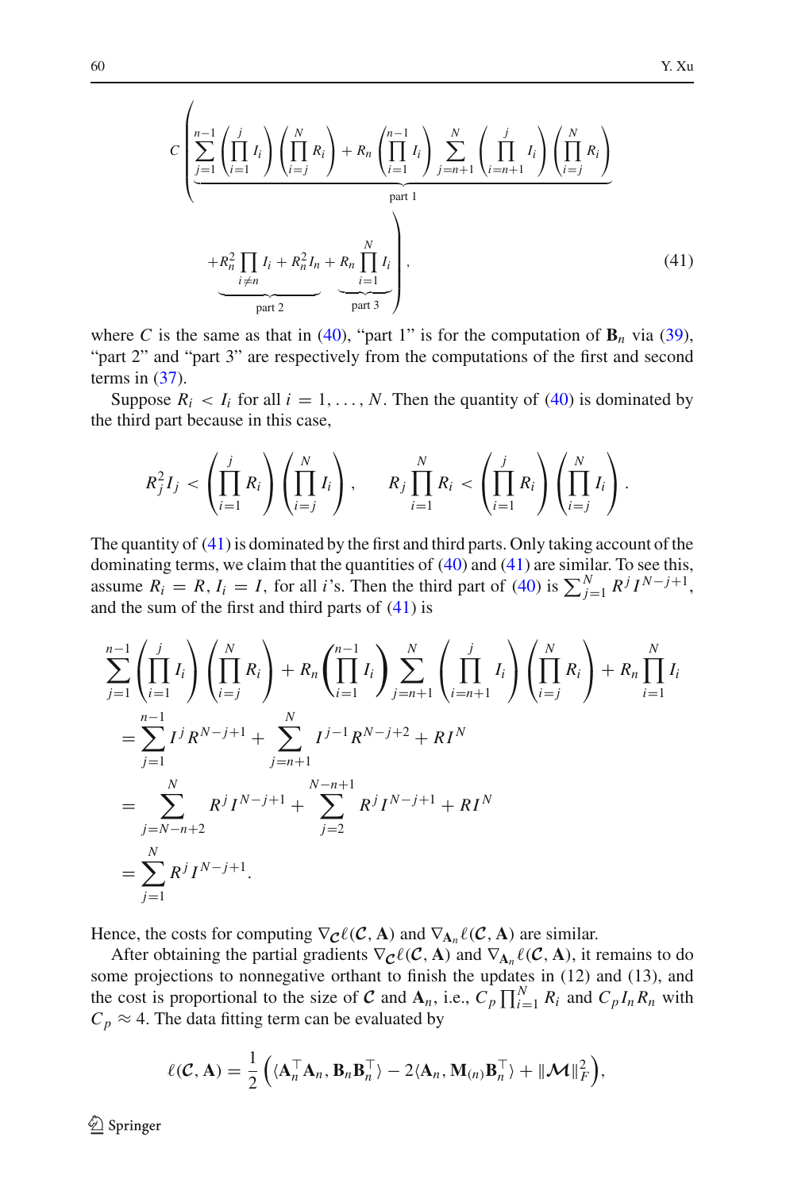$$
C \left( \underbrace{\sum_{j=1}^{n-1} \left( \prod_{i=1}^{j} I_i \right) \left( \prod_{i=j}^{N} R_i \right) + R_n \left( \prod_{i=1}^{n-1} I_i \right) \sum_{j=n+1}^{N} \left( \prod_{i=n+1}^{j} I_i \right) \left( \prod_{i=j}^{N} R_i \right)}_{\text{part 1}} \right.
$$

$$
\left. + \underbrace{R_n^2 \prod_{i \neq n} I_i + R_n^2 I_n}_{\text{part 2}} + \underbrace{R_n \prod_{i=1}^{N} I_i}_{\text{part 3}} \right), \tag{41}
$$

where $C$ is the same as that in (40), "part 1" is for the computation of $\mathbf{B}_n$ via (39), "part 2" and "part 3" are respectively from the computations of the first and second terms in (37).

Suppose $R_i < I_i$ for all $i = 1, \ldots, N$. Then the quantity of (40) is dominated by the third part because in this case,

$$
R_j^2 I_j < \left( \prod_{i=1}^{j} R_i \right) \left( \prod_{i=j}^{N} I_i \right), \qquad R_j \prod_{i=1}^{N} R_i < \left( \prod_{i=1}^{j} R_i \right) \left( \prod_{i=j}^{N} I_i \right).
$$

The quantity of (41) is dominated by the first and third parts. Only taking account of the dominating terms, we claim that the quantities of (40) and (41) are similar. To see this, assume $R_i = R, I_i = I$, for all $i$'s. Then the third part of (40) is $\sum_{j=1}^{N} R^j I^{N-j+1}$, and the sum of the first and third parts of (41) is

$$
\begin{aligned}
&\sum_{j=1}^{n-1} \left( \prod_{i=1}^{j} I_i \right) \left( \prod_{i=j}^{N} R_i \right) + R_n \left( \prod_{i=1}^{n-1} I_i \right) \sum_{j=n+1}^{N} \left( \prod_{i=n+1}^{j} I_i \right) \left( \prod_{i=j}^{N} R_i \right) + R_n \prod_{i=1}^{N} I_i \\
&= \sum_{j=1}^{n-1} I^j R^{N-j+1} + \sum_{j=n+1}^{N} I^{j-1} R^{N-j+2} + R I^N \\
&= \sum_{j=N-n+2}^{N} R^j I^{N-j+1} + \sum_{j=2}^{N-n+1} R^j I^{N-j+1} + R I^N \\
&= \sum_{j=1}^{N} R^j I^{N-j+1}.
\end{aligned}
$$

Hence, the costs for computing $\nabla_{\mathcal{C}} \ell(\mathcal{C}, \mathbf{A})$ and $\nabla_{\mathbf{A}_n} \ell(\mathcal{C}, \mathbf{A})$ are similar.

After obtaining the partial gradients $\nabla_{\mathcal{C}} \ell(\mathcal{C}, \mathbf{A})$ and $\nabla_{\mathbf{A}_n} \ell(\mathcal{C}, \mathbf{A})$, it remains to do some projections to nonnegative orthant to finish the updates in (12) and (13), and the cost is proportional to the size of $\mathcal{C}$ and $\mathbf{A}_n$, i.e., $C_p \prod_{i=1}^{N} R_i$ and $C_p I_n R_n$ with $C_p \approx 4$. The data fitting term can be evaluated by

$$
\ell(\mathcal{C}, \mathbf{A}) = \frac{1}{2} \left( \langle \mathbf{A}_n^\top \mathbf{A}_n, \mathbf{B}_n \mathbf{B}_n^\top \rangle - 2 \langle \mathbf{A}_n, \mathbf{M}_{(n)} \mathbf{B}_n^\top \rangle + \|\mathcal{M}\|_F^2 \right),
$$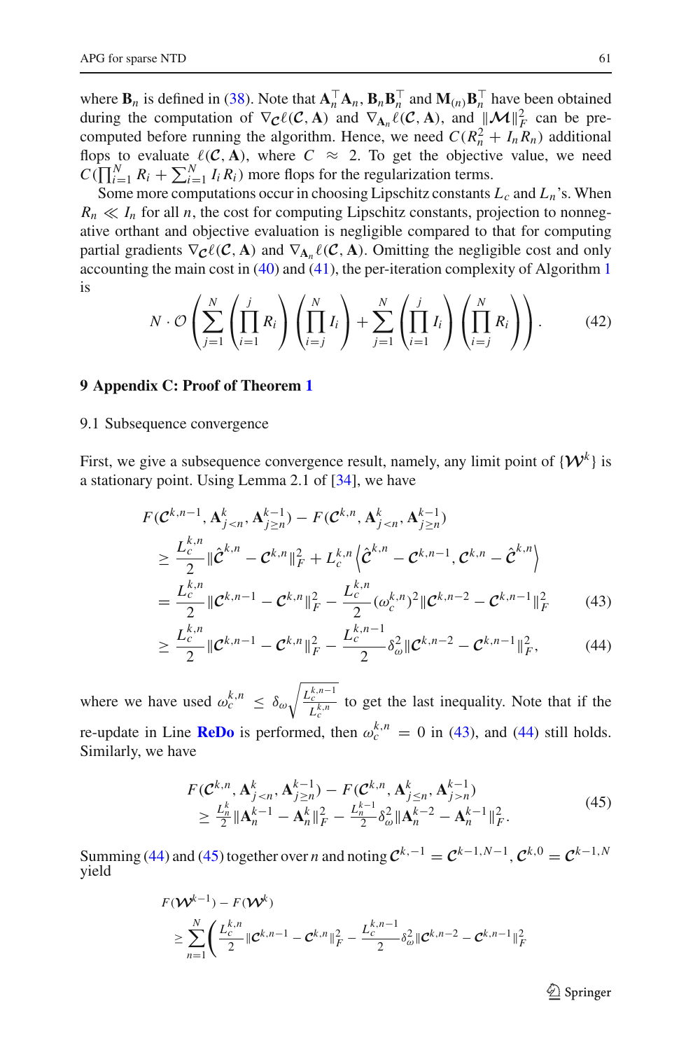where $\mathbf{B}_n$ is defined in (38). Note that $\mathbf{A}_n^\top \mathbf{A}_n$, $\mathbf{B}_n\mathbf{B}_n^\top$ and $\mathbf{M}_{(n)}\mathbf{B}_n^\top$ have been obtained during the computation of $\nabla_{\mathcal{C}}\ell(\mathcal{C}, \mathbf{A})$ and $\nabla_{\mathbf{A}_n}\ell(\mathcal{C}, \mathbf{A})$, and $\|\mathcal{M}\|_F^2$ can be pre-computed before running the algorithm. Hence, we need $C(R_n^2 + I_n R_n)$ additional flops to evaluate $\ell(\mathcal{C}, \mathbf{A})$, where $C \approx 2$. To get the objective value, we need $C(\prod_{i=1}^N R_i + \sum_{i=1}^N I_i R_i)$ more flops for the regularization terms.

Some more computations occur in choosing Lipschitz constants $L_c$ and $L_n$'s. When $R_n \ll I_n$ for all $n$, the cost for computing Lipschitz constants, projection to nonnegative orthant and objective evaluation is negligible compared to that for computing partial gradients $\nabla_{\mathcal{C}}\ell(\mathcal{C}, \mathbf{A})$ and $\nabla_{\mathbf{A}_n}\ell(\mathcal{C}, \mathbf{A})$. Omitting the negligible cost and only accounting the main cost in (40) and (41), the per-iteration complexity of Algorithm 1 is

$$N \cdot \mathcal{O}\left(\sum_{j=1}^N \left(\prod_{i=1}^j R_i\right)\left(\prod_{i=j}^N I_i\right) + \sum_{j=1}^N \left(\prod_{i=1}^j I_i\right)\left(\prod_{i=j}^N R_i\right)\right). \tag{42}$$

## 9 Appendix C: Proof of Theorem 1

### 9.1 Subsequence convergence

First, we give a subsequence convergence result, namely, any limit point of $\{\mathcal{W}^k\}$ is a stationary point. Using Lemma 2.1 of [34], we have

$$\begin{aligned}
&F(\mathcal{C}^{k,n-1}, \mathbf{A}_{j<n}^k, \mathbf{A}_{j\geq n}^{k-1}) - F(\mathcal{C}^{k,n}, \mathbf{A}_{j<n}^k, \mathbf{A}_{j\geq n}^{k-1})\\
&\geq \frac{L_c^{k,n}}{2}\|\hat{\mathcal{C}}^{k,n} - \mathcal{C}^{k,n}\|_F^2 + L_c^{k,n}\left\langle \hat{\mathcal{C}}^{k,n} - \mathcal{C}^{k,n-1}, \mathcal{C}^{k,n} - \hat{\mathcal{C}}^{k,n}\right\rangle\\
&= \frac{L_c^{k,n}}{2}\|\mathcal{C}^{k,n-1} - \mathcal{C}^{k,n}\|_F^2 - \frac{L_c^{k,n}}{2}(\omega_c^{k,n})^2\|\mathcal{C}^{k,n-2} - \mathcal{C}^{k,n-1}\|_F^2 \qquad (43)\\
&\geq \frac{L_c^{k,n}}{2}\|\mathcal{C}^{k,n-1} - \mathcal{C}^{k,n}\|_F^2 - \frac{L_c^{k,n-1}}{2}\delta_\omega^2\|\mathcal{C}^{k,n-2} - \mathcal{C}^{k,n-1}\|_F^2, \qquad (44)
\end{aligned}$$

where we have used $\omega_c^{k,n} \leq \delta_\omega\sqrt{\frac{L_c^{k,n-1}}{L_c^{k,n}}}$ to get the last inequality. Note that if the re-update in Line **ReDo** is performed, then $\omega_c^{k,n} = 0$ in (43), and (44) still holds. Similarly, we have

$$\begin{aligned}
&F(\mathcal{C}^{k,n}, \mathbf{A}_{j<n}^k, \mathbf{A}_{j\geq n}^{k-1}) - F(\mathcal{C}^{k,n}, \mathbf{A}_{j\leq n}^k, \mathbf{A}_{j>n}^{k-1})\\
&\geq \tfrac{L_n^k}{2}\|\mathbf{A}_n^{k-1} - \mathbf{A}_n^k\|_F^2 - \tfrac{L_n^{k-1}}{2}\delta_\omega^2\|\mathbf{A}_n^{k-2} - \mathbf{A}_n^{k-1}\|_F^2.
\end{aligned} \tag{45}$$

Summing (44) and (45) together over $n$ and noting $\mathcal{C}^{k,-1} = \mathcal{C}^{k-1,N-1}$, $\mathcal{C}^{k,0} = \mathcal{C}^{k-1,N}$ yield

$$\begin{aligned}
&F(\mathcal{W}^{k-1}) - F(\mathcal{W}^k)\\
&\geq \sum_{n=1}^N\left(\frac{L_c^{k,n}}{2}\|\mathcal{C}^{k,n-1} - \mathcal{C}^{k,n}\|_F^2 - \frac{L_c^{k,n-1}}{2}\delta_\omega^2\|\mathcal{C}^{k,n-2} - \mathcal{C}^{k,n-1}\|_F^2\right.
\end{aligned}$$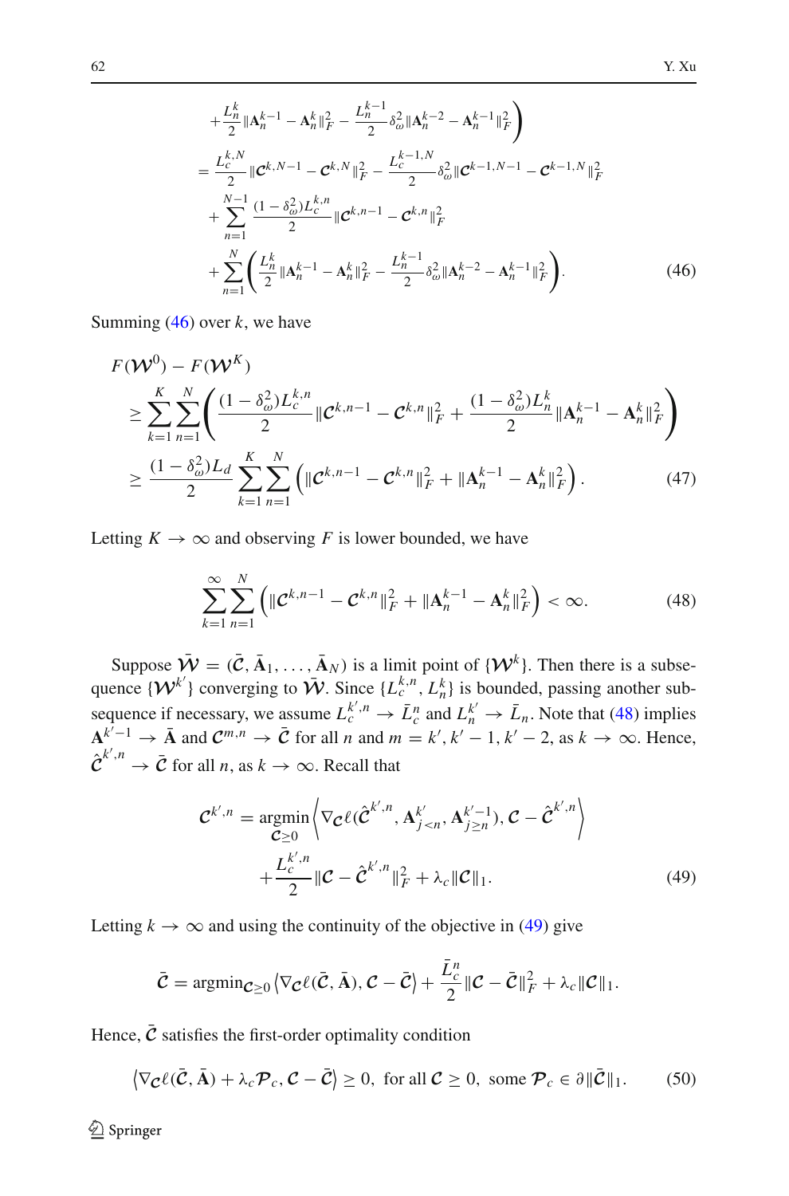$$
\begin{aligned}
&+\frac{L_n^k}{2}\|\mathbf{A}_n^{k-1}-\mathbf{A}_n^k\|_F^2-\frac{L_n^{k-1}}{2}\delta_\omega^2\|\mathbf{A}_n^{k-2}-\mathbf{A}_n^{k-1}\|_F^2\Bigg)\\
&=\frac{L_c^{k,N}}{2}\|\mathcal{C}^{k,N-1}-\mathcal{C}^{k,N}\|_F^2-\frac{L_c^{k-1,N}}{2}\delta_\omega^2\|\mathcal{C}^{k-1,N-1}-\mathcal{C}^{k-1,N}\|_F^2\\
&\quad+\sum_{n=1}^{N-1}\frac{(1-\delta_\omega^2)L_c^{k,n}}{2}\|\mathcal{C}^{k,n-1}-\mathcal{C}^{k,n}\|_F^2\\
&\quad+\sum_{n=1}^{N}\left(\frac{L_n^k}{2}\|\mathbf{A}_n^{k-1}-\mathbf{A}_n^k\|_F^2-\frac{L_n^{k-1}}{2}\delta_\omega^2\|\mathbf{A}_n^{k-2}-\mathbf{A}_n^{k-1}\|_F^2\right).
\end{aligned}
\tag{46}
$$

Summing (46) over $k$, we have

$$
\begin{aligned}
&F(\mathcal{W}^0)-F(\mathcal{W}^K)\\
&\ge\sum_{k=1}^{K}\sum_{n=1}^{N}\left(\frac{(1-\delta_\omega^2)L_c^{k,n}}{2}\|\mathcal{C}^{k,n-1}-\mathcal{C}^{k,n}\|_F^2+\frac{(1-\delta_\omega^2)L_n^k}{2}\|\mathbf{A}_n^{k-1}-\mathbf{A}_n^k\|_F^2\right)\\
&\ge\frac{(1-\delta_\omega^2)L_d}{2}\sum_{k=1}^{K}\sum_{n=1}^{N}\left(\|\mathcal{C}^{k,n-1}-\mathcal{C}^{k,n}\|_F^2+\|\mathbf{A}_n^{k-1}-\mathbf{A}_n^k\|_F^2\right).
\end{aligned}
\tag{47}
$$

Letting $K\to\infty$ and observing $F$ is lower bounded, we have

$$
\sum_{k=1}^{\infty}\sum_{n=1}^{N}\left(\|\mathcal{C}^{k,n-1}-\mathcal{C}^{k,n}\|_F^2+\|\mathbf{A}_n^{k-1}-\mathbf{A}_n^k\|_F^2\right)<\infty. \tag{48}
$$

Suppose $\bar{\mathcal{W}}=(\bar{\mathcal{C}},\bar{\mathbf{A}}_1,\ldots,\bar{\mathbf{A}}_N)$ is a limit point of $\{\mathcal{W}^k\}$. Then there is a subsequence $\{\mathcal{W}^{k'}\}$ converging to $\bar{\mathcal{W}}$. Since $\{L_c^{k,n},L_n^k\}$ is bounded, passing another subsequence if necessary, we assume $L_c^{k',n}\to\bar{L}_c^n$ and $L_n^{k'}\to\bar{L}_n$. Note that (48) implies $\mathbf{A}^{k'-1}\to\bar{\mathbf{A}}$ and $\mathcal{C}^{m,n}\to\bar{\mathcal{C}}$ for all $n$ and $m=k',k'-1,k'-2$, as $k\to\infty$. Hence, $\hat{\mathcal{C}}^{k',n}\to\bar{\mathcal{C}}$ for all $n$, as $k\to\infty$. Recall that

$$
\begin{aligned}
\mathcal{C}^{k',n}=\operatorname*{argmin}_{\mathcal{C}\ge 0}&\left\langle\nabla_{\mathcal{C}}\ell(\hat{\mathcal{C}}^{k',n},\mathbf{A}_{j<n}^{k'},\mathbf{A}_{j\ge n}^{k'-1}),\mathcal{C}-\hat{\mathcal{C}}^{k',n}\right\rangle\\
&+\frac{L_c^{k',n}}{2}\|\mathcal{C}-\hat{\mathcal{C}}^{k',n}\|_F^2+\lambda_c\|\mathcal{C}\|_1.
\end{aligned}
\tag{49}
$$

Letting $k\to\infty$ and using the continuity of the objective in (49) give

$$
\bar{\mathcal{C}}=\operatorname{argmin}_{\mathcal{C}\ge 0}\left\langle\nabla_{\mathcal{C}}\ell(\bar{\mathcal{C}},\bar{\mathbf{A}}),\mathcal{C}-\bar{\mathcal{C}}\right\rangle+\frac{\bar{L}_c^n}{2}\|\mathcal{C}-\bar{\mathcal{C}}\|_F^2+\lambda_c\|\mathcal{C}\|_1.
$$

Hence, $\bar{\mathcal{C}}$ satisfies the first-order optimality condition

$$
\left\langle\nabla_{\mathcal{C}}\ell(\bar{\mathcal{C}},\bar{\mathbf{A}})+\lambda_c\mathcal{P}_c,\mathcal{C}-\bar{\mathcal{C}}\right\rangle\ge 0,\ \text{for all } \mathcal{C}\ge 0,\ \text{some } \mathcal{P}_c\in\partial\|\bar{\mathcal{C}}\|_1. \tag{50}
$$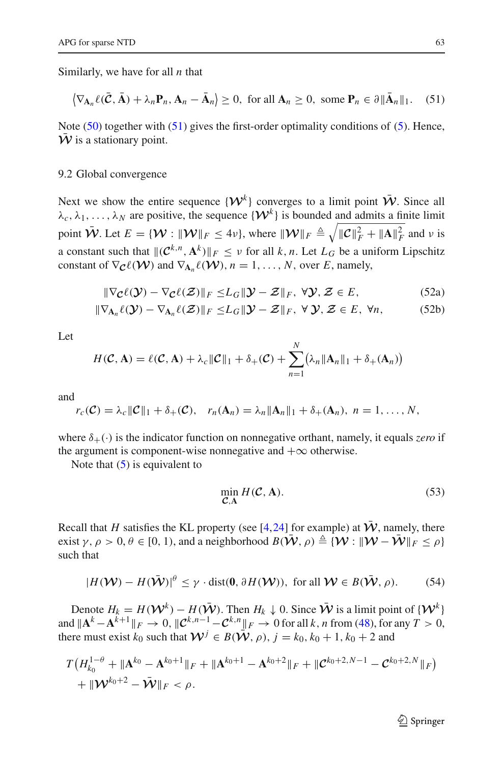Similarly, we have for all $n$ that

$$\left\langle \nabla_{\mathbf{A}_n} \ell(\bar{\mathcal{C}}, \bar{\mathbf{A}}) + \lambda_n \mathbf{P}_n, \mathbf{A}_n - \bar{\mathbf{A}}_n \right\rangle \geq 0, \text{ for all } \mathbf{A}_n \geq 0, \text{ some } \mathbf{P}_n \in \partial \|\bar{\mathbf{A}}_n\|_1. \quad (51)$$

Note (50) together with (51) gives the first-order optimality conditions of (5). Hence, $\bar{\mathcal{W}}$ is a stationary point.

## 9.2 Global convergence

Next we show the entire sequence $\{\mathcal{W}^k\}$ converges to a limit point $\bar{\mathcal{W}}$. Since all $\lambda_c, \lambda_1, \ldots, \lambda_N$ are positive, the sequence $\{\mathcal{W}^k\}$ is bounded and admits a finite limit point $\bar{\mathcal{W}}$. Let $E = \{\mathcal{W} : \|\mathcal{W}\|_F \leq 4\nu\}$, where $\|\mathcal{W}\|_F \triangleq \sqrt{\|\mathcal{C}\|_F^2 + \|\mathbf{A}\|_F^2}$ and $\nu$ is a constant such that $\|(\mathcal{C}^{k,n}, \mathbf{A}^k)\|_F \leq \nu$ for all $k, n$. Let $L_G$ be a uniform Lipschitz constant of $\nabla_{\mathcal{C}} \ell(\mathcal{W})$ and $\nabla_{\mathbf{A}_n} \ell(\mathcal{W})$, $n = 1, \ldots, N$, over $E$, namely,

$$\|\nabla_{\mathcal{C}} \ell(\mathcal{Y}) - \nabla_{\mathcal{C}} \ell(\mathcal{Z})\|_F \leq L_G \|\mathcal{Y} - \mathcal{Z}\|_F, \ \forall \mathcal{Y}, \mathcal{Z} \in E, \quad (52a)$$

$$\|\nabla_{\mathbf{A}_n} \ell(\mathcal{Y}) - \nabla_{\mathbf{A}_n} \ell(\mathcal{Z})\|_F \leq L_G \|\mathcal{Y} - \mathcal{Z}\|_F, \ \forall \mathcal{Y}, \mathcal{Z} \in E, \ \forall n, \quad (52b)$$

Let

$$H(\mathcal{C}, \mathbf{A}) = \ell(\mathcal{C}, \mathbf{A}) + \lambda_c \|\mathcal{C}\|_1 + \delta_+(\mathcal{C}) + \sum_{n=1}^{N} \left(\lambda_n \|\mathbf{A}_n\|_1 + \delta_+(\mathbf{A}_n)\right)$$

and

$$r_c(\mathcal{C}) = \lambda_c \|\mathcal{C}\|_1 + \delta_+(\mathcal{C}), \quad r_n(\mathbf{A}_n) = \lambda_n \|\mathbf{A}_n\|_1 + \delta_+(\mathbf{A}_n), \ n = 1, \ldots, N,$$

where $\delta_+(\cdot)$ is the indicator function on nonnegative orthant, namely, it equals *zero* if the argument is component-wise nonnegative and $+\infty$ otherwise.

Note that (5) is equivalent to

$$\min_{\mathcal{C}, \mathbf{A}} H(\mathcal{C}, \mathbf{A}). \quad (53)$$

Recall that $H$ satisfies the KL property (see [4,24] for example) at $\bar{\mathcal{W}}$, namely, there exist $\gamma, \rho > 0, \theta \in [0, 1)$, and a neighborhood $B(\bar{\mathcal{W}}, \rho) \triangleq \{\mathcal{W} : \|\mathcal{W} - \bar{\mathcal{W}}\|_F \leq \rho\}$ such that

$$|H(\mathcal{W}) - H(\bar{\mathcal{W}})|^{\theta} \leq \gamma \cdot \text{dist}(\mathbf{0}, \partial H(\mathcal{W})), \text{ for all } \mathcal{W} \in B(\bar{\mathcal{W}}, \rho). \quad (54)$$

Denote $H_k = H(\mathcal{W}^k) - H(\bar{\mathcal{W}})$. Then $H_k \downarrow 0$. Since $\bar{\mathcal{W}}$ is a limit point of $\{\mathcal{W}^k\}$ and $\|\mathbf{A}^k - \mathbf{A}^{k+1}\|_F \to 0$, $\|\mathcal{C}^{k,n-1} - \mathcal{C}^{k,n}\|_F \to 0$ for all $k, n$ from (48), for any $T > 0$, there must exist $k_0$ such that $\mathcal{W}^j \in B(\bar{\mathcal{W}}, \rho)$, $j = k_0, k_0 + 1, k_0 + 2$ and

$$T\left(H_{k_0}^{1-\theta} + \|\mathbf{A}^{k_0} - \mathbf{A}^{k_0+1}\|_F + \|\mathbf{A}^{k_0+1} - \mathbf{A}^{k_0+2}\|_F + \|\mathcal{C}^{k_0+2,N-1} - \mathcal{C}^{k_0+2,N}\|_F\right) + \|\mathcal{W}^{k_0+2} - \bar{\mathcal{W}}\|_F < \rho.$$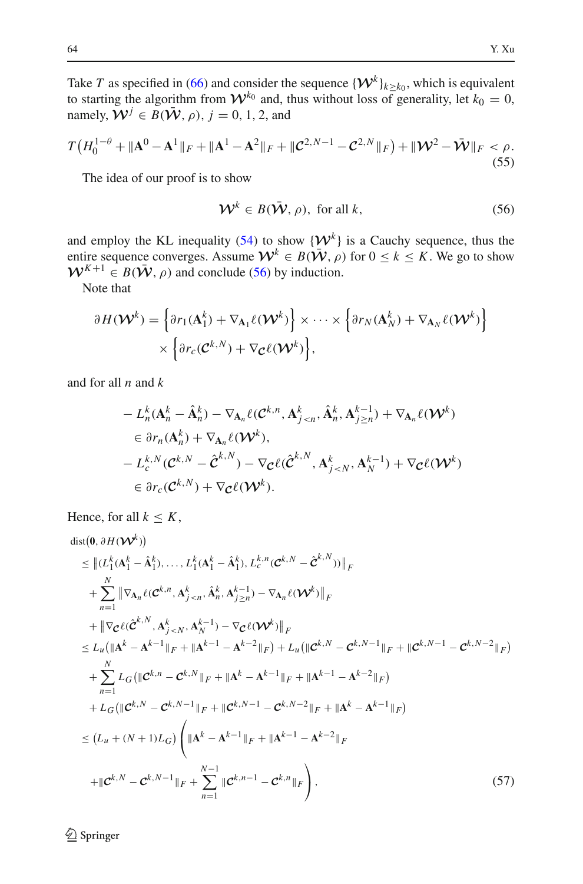Take $T$ as specified in (66) and consider the sequence $\{\mathcal{W}^k\}_{k\geq k_0}$, which is equivalent to starting the algorithm from $\mathcal{W}^{k_0}$ and, thus without loss of generality, let $k_0 = 0$, namely, $\mathcal{W}^j \in B(\bar{\mathcal{W}}, \rho)$, $j = 0, 1, 2$, and

$$T\big(H_0^{1-\theta} + \|\mathbf{A}^0 - \mathbf{A}^1\|_F + \|\mathbf{A}^1 - \mathbf{A}^2\|_F + \|\mathcal{C}^{2,N-1} - \mathcal{C}^{2,N}\|_F\big) + \|\mathcal{W}^2 - \bar{\mathcal{W}}\|_F < \rho. \tag{55}$$

The idea of our proof is to show

$$\mathcal{W}^k \in B(\bar{\mathcal{W}}, \rho), \text{ for all } k, \tag{56}$$

and employ the KL inequality (54) to show $\{\mathcal{W}^k\}$ is a Cauchy sequence, thus the entire sequence converges. Assume $\mathcal{W}^k \in B(\bar{\mathcal{W}}, \rho)$ for $0 \leq k \leq K$. We go to show $\mathcal{W}^{K+1} \in B(\bar{\mathcal{W}}, \rho)$ and conclude (56) by induction.

Note that

$$\begin{aligned}\partial H(\mathcal{W}^k) = &\left\{\partial r_1(\mathbf{A}_1^k) + \nabla_{\mathbf{A}_1}\ell(\mathcal{W}^k)\right\} \times \cdots \times \left\{\partial r_N(\mathbf{A}_N^k) + \nabla_{\mathbf{A}_N}\ell(\mathcal{W}^k)\right\}\\ &\times \left\{\partial r_c(\mathcal{C}^{k,N}) + \nabla_{\mathcal{C}}\ell(\mathcal{W}^k)\right\},\end{aligned}$$

and for all $n$ and $k$

$$\begin{aligned}&-L_n^k(\mathbf{A}_n^k - \hat{\mathbf{A}}_n^k) - \nabla_{\mathbf{A}_n}\ell(\mathcal{C}^{k,n}, \mathbf{A}_{j<n}^k, \hat{\mathbf{A}}_n^k, \mathbf{A}_{j\geq n}^{k-1}) + \nabla_{\mathbf{A}_n}\ell(\mathcal{W}^k)\\ &\quad\in \partial r_n(\mathbf{A}_n^k) + \nabla_{\mathbf{A}_n}\ell(\mathcal{W}^k),\\ &-L_c^{k,N}(\mathcal{C}^{k,N} - \hat{\mathcal{C}}^{k,N}) - \nabla_{\mathcal{C}}\ell(\hat{\mathcal{C}}^{k,N}, \mathbf{A}_{j<N}^k, \mathbf{A}_N^{k-1}) + \nabla_{\mathcal{C}}\ell(\mathcal{W}^k)\\ &\quad\in \partial r_c(\mathcal{C}^{k,N}) + \nabla_{\mathcal{C}}\ell(\mathcal{W}^k).\end{aligned}$$

Hence, for all $k \leq K$,

$$\begin{aligned}&\mathrm{dist}\big(\mathbf{0}, \partial H(\mathcal{W}^k)\big)\\ &\leq \big\|(L_1^k(\mathbf{A}_1^k - \hat{\mathbf{A}}_1^k), \ldots, L_1^k(\mathbf{A}_1^k - \hat{\mathbf{A}}_1^k), L_c^{k,n}(\mathcal{C}^{k,N} - \hat{\mathcal{C}}^{k,N}))\big\|_F\\ &\quad+ \sum_{n=1}^N \big\|\nabla_{\mathbf{A}_n}\ell(\mathcal{C}^{k,n}, \mathbf{A}_{j<n}^k, \hat{\mathbf{A}}_n^k, \mathbf{A}_{j\geq n}^{k-1}) - \nabla_{\mathbf{A}_n}\ell(\mathcal{W}^k)\big\|_F\\ &\quad+ \big\|\nabla_{\mathcal{C}}\ell(\hat{\mathcal{C}}^{k,N}, \mathbf{A}_{j<N}^k, \mathbf{A}_N^{k-1}) - \nabla_{\mathcal{C}}\ell(\mathcal{W}^k)\big\|_F\\ &\leq L_u\big(\|\mathbf{A}^k - \mathbf{A}^{k-1}\|_F + \|\mathbf{A}^{k-1} - \mathbf{A}^{k-2}\|_F\big) + L_u\big(\|\mathcal{C}^{k,N} - \mathcal{C}^{k,N-1}\|_F + \|\mathcal{C}^{k,N-1} - \mathcal{C}^{k,N-2}\|_F\big)\\ &\quad+ \sum_{n=1}^N L_G\big(\|\mathcal{C}^{k,n} - \mathcal{C}^{k,N}\|_F + \|\mathbf{A}^k - \mathbf{A}^{k-1}\|_F + \|\mathbf{A}^{k-1} - \mathbf{A}^{k-2}\|_F\big)\\ &\quad+ L_G\big(\|\mathcal{C}^{k,N} - \mathcal{C}^{k,N-1}\|_F + \|\mathcal{C}^{k,N-1} - \mathcal{C}^{k,N-2}\|_F + \|\mathbf{A}^k - \mathbf{A}^{k-1}\|_F\big)\\ &\leq \big(L_u + (N+1)L_G\big)\Bigg(\|\mathbf{A}^k - \mathbf{A}^{k-1}\|_F + \|\mathbf{A}^{k-1} - \mathbf{A}^{k-2}\|_F\\ &\quad+\|\mathcal{C}^{k,N} - \mathcal{C}^{k,N-1}\|_F + \sum_{n=1}^{N-1}\|\mathcal{C}^{k,n-1} - \mathcal{C}^{k,n}\|_F\Bigg),\end{aligned} \tag{57}$$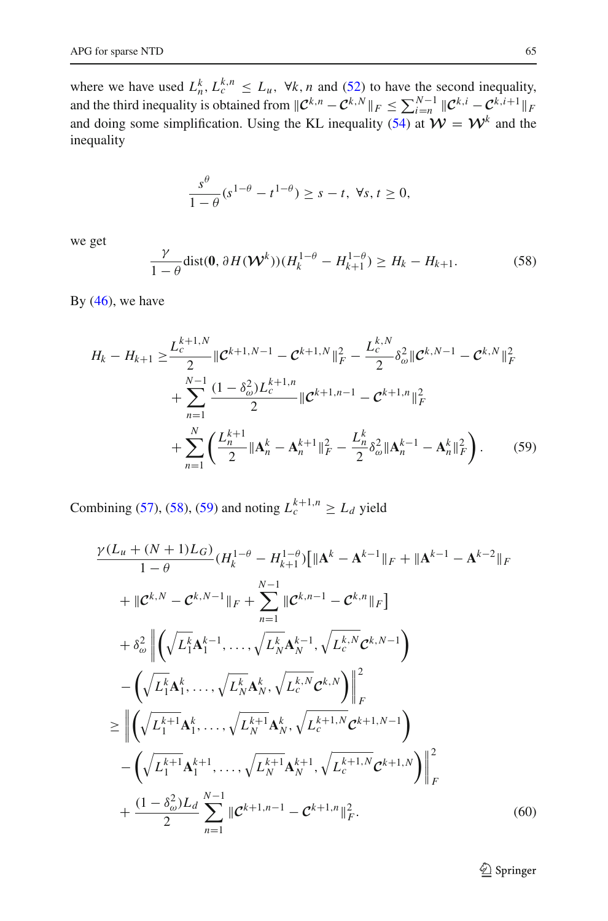where we have used $L_n^k, L_c^{k,n} \leq L_u,\ \forall k, n$ and (52) to have the second inequality, and the third inequality is obtained from $\|\mathcal{C}^{k,n} - \mathcal{C}^{k,N}\|_F \leq \sum_{i=n}^{N-1} \|\mathcal{C}^{k,i} - \mathcal{C}^{k,i+1}\|_F$ and doing some simplification. Using the KL inequality (54) at $\mathcal{W} = \mathcal{W}^k$ and the inequality

$$\frac{s^\theta}{1-\theta}(s^{1-\theta} - t^{1-\theta}) \geq s - t,\ \forall s, t \geq 0,$$

we get

$$\frac{\gamma}{1-\theta}\text{dist}(\mathbf{0}, \partial H(\mathcal{W}^k))(H_k^{1-\theta} - H_{k+1}^{1-\theta}) \geq H_k - H_{k+1}. \tag{58}$$

By (46), we have

$$\begin{aligned}
H_k - H_{k+1} \geq & \frac{L_c^{k+1,N}}{2}\|\mathcal{C}^{k+1,N-1} - \mathcal{C}^{k+1,N}\|_F^2 - \frac{L_c^{k,N}}{2}\delta_\omega^2\|\mathcal{C}^{k,N-1} - \mathcal{C}^{k,N}\|_F^2 \\
& + \sum_{n=1}^{N-1} \frac{(1-\delta_\omega^2)L_c^{k+1,n}}{2}\|\mathcal{C}^{k+1,n-1} - \mathcal{C}^{k+1,n}\|_F^2 \\
& + \sum_{n=1}^{N}\left(\frac{L_n^{k+1}}{2}\|\mathbf{A}_n^k - \mathbf{A}_n^{k+1}\|_F^2 - \frac{L_n^k}{2}\delta_\omega^2\|\mathbf{A}_n^{k-1} - \mathbf{A}_n^k\|_F^2\right).
\end{aligned} \tag{59}$$

Combining (57), (58), (59) and noting $L_c^{k+1,n} \geq L_d$ yield

$$\begin{aligned}
& \frac{\gamma(L_u + (N+1)L_G)}{1-\theta}(H_k^{1-\theta} - H_{k+1}^{1-\theta})\big[\|\mathbf{A}^k - \mathbf{A}^{k-1}\|_F + \|\mathbf{A}^{k-1} - \mathbf{A}^{k-2}\|_F \\
& \quad + \|\mathcal{C}^{k,N} - \mathcal{C}^{k,N-1}\|_F + \sum_{n=1}^{N-1}\|\mathcal{C}^{k,n-1} - \mathcal{C}^{k,n}\|_F\big] \\
& \quad + \delta_\omega^2\left\|\left(\sqrt{L_1^k}\mathbf{A}_1^{k-1}, \ldots, \sqrt{L_N^k}\mathbf{A}_N^{k-1}, \sqrt{L_c^{k,N}}\mathcal{C}^{k,N-1}\right)\right. \\
& \quad \left. - \left(\sqrt{L_1^k}\mathbf{A}_1^k, \ldots, \sqrt{L_N^k}\mathbf{A}_N^k, \sqrt{L_c^{k,N}}\mathcal{C}^{k,N}\right)\right\|_F^2 \\
& \geq \left\|\left(\sqrt{L_1^{k+1}}\mathbf{A}_1^k, \ldots, \sqrt{L_N^{k+1}}\mathbf{A}_N^k, \sqrt{L_c^{k+1,N}}\mathcal{C}^{k+1,N-1}\right)\right. \\
& \quad \left. - \left(\sqrt{L_1^{k+1}}\mathbf{A}_1^{k+1}, \ldots, \sqrt{L_N^{k+1}}\mathbf{A}_N^{k+1}, \sqrt{L_c^{k+1,N}}\mathcal{C}^{k+1,N}\right)\right\|_F^2 \\
& \quad + \frac{(1-\delta_\omega^2)L_d}{2}\sum_{n=1}^{N-1}\|\mathcal{C}^{k+1,n-1} - \mathcal{C}^{k+1,n}\|_F^2.
\end{aligned} \tag{60}$$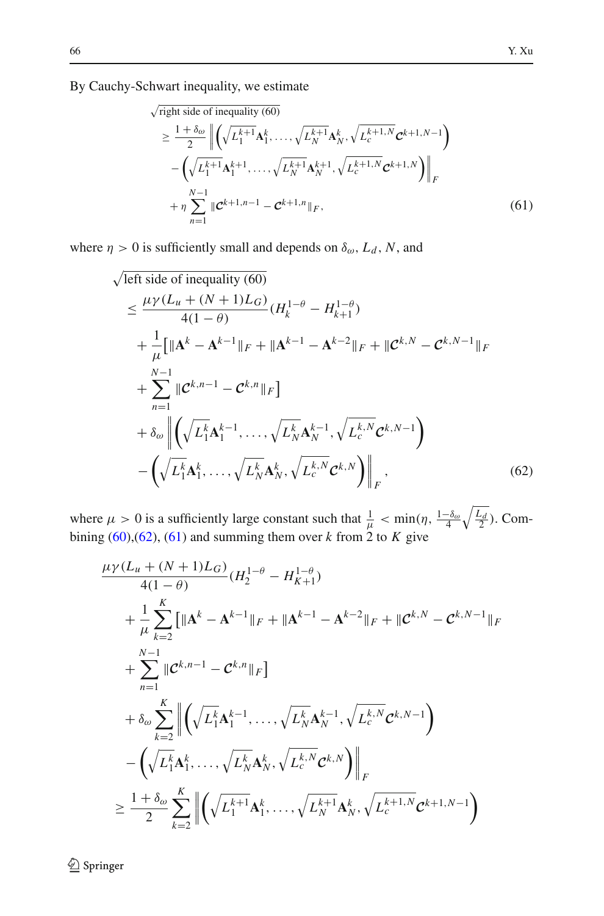By Cauchy-Schwart inequality, we estimate

$$
\begin{aligned}
&\sqrt{\text{right side of inequality (60)}} \\
&\geq \frac{1+\delta_\omega}{2}\left\| \left(\sqrt{L_1^{k+1}}\mathbf{A}_1^k, \ldots, \sqrt{L_N^{k+1}}\mathbf{A}_N^k, \sqrt{L_c^{k+1,N}}\boldsymbol{\mathcal{C}}^{k+1,N-1}\right) \right. \\
&\quad \left. - \left(\sqrt{L_1^{k+1}}\mathbf{A}_1^{k+1}, \ldots, \sqrt{L_N^{k+1}}\mathbf{A}_N^{k+1}, \sqrt{L_c^{k+1,N}}\boldsymbol{\mathcal{C}}^{k+1,N}\right) \right\|_F \\
&\quad + \eta \sum_{n=1}^{N-1} \|\boldsymbol{\mathcal{C}}^{k+1,n-1} - \boldsymbol{\mathcal{C}}^{k+1,n}\|_F,
\end{aligned}
\tag{61}
$$

where $\eta > 0$ is sufficiently small and depends on $\delta_\omega$, $L_d$, $N$, and

$$
\begin{aligned}
&\sqrt{\text{left side of inequality (60)}} \\
&\leq \frac{\mu\gamma(L_u + (N+1)L_G)}{4(1-\theta)}(H_k^{1-\theta} - H_{k+1}^{1-\theta}) \\
&\quad + \frac{1}{\mu}\big[\|\mathbf{A}^k - \mathbf{A}^{k-1}\|_F + \|\mathbf{A}^{k-1} - \mathbf{A}^{k-2}\|_F + \|\boldsymbol{\mathcal{C}}^{k,N} - \boldsymbol{\mathcal{C}}^{k,N-1}\|_F \\
&\quad + \sum_{n=1}^{N-1} \|\boldsymbol{\mathcal{C}}^{k,n-1} - \boldsymbol{\mathcal{C}}^{k,n}\|_F\big] \\
&\quad + \delta_\omega \left\| \left(\sqrt{L_1^k}\mathbf{A}_1^{k-1}, \ldots, \sqrt{L_N^k}\mathbf{A}_N^{k-1}, \sqrt{L_c^{k,N}}\boldsymbol{\mathcal{C}}^{k,N-1}\right) \right. \\
&\quad \left. - \left(\sqrt{L_1^k}\mathbf{A}_1^k, \ldots, \sqrt{L_N^k}\mathbf{A}_N^k, \sqrt{L_c^{k,N}}\boldsymbol{\mathcal{C}}^{k,N}\right) \right\|_F,
\end{aligned}
\tag{62}
$$

where $\mu > 0$ is a sufficiently large constant such that $\frac{1}{\mu} < \min(\eta, \frac{1-\delta_\omega}{4}\sqrt{\frac{L_d}{2}})$. Combining (60),(62), (61) and summing them over $k$ from 2 to $K$ give

$$
\begin{aligned}
&\frac{\mu\gamma(L_u + (N+1)L_G)}{4(1-\theta)}(H_2^{1-\theta} - H_{K+1}^{1-\theta}) \\
&\quad + \frac{1}{\mu}\sum_{k=2}^{K}\big[\|\mathbf{A}^k - \mathbf{A}^{k-1}\|_F + \|\mathbf{A}^{k-1} - \mathbf{A}^{k-2}\|_F + \|\boldsymbol{\mathcal{C}}^{k,N} - \boldsymbol{\mathcal{C}}^{k,N-1}\|_F \\
&\quad + \sum_{n=1}^{N-1} \|\boldsymbol{\mathcal{C}}^{k,n-1} - \boldsymbol{\mathcal{C}}^{k,n}\|_F\big] \\
&\quad + \delta_\omega \sum_{k=2}^{K} \left\| \left(\sqrt{L_1^k}\mathbf{A}_1^{k-1}, \ldots, \sqrt{L_N^k}\mathbf{A}_N^{k-1}, \sqrt{L_c^{k,N}}\boldsymbol{\mathcal{C}}^{k,N-1}\right) \right. \\
&\quad \left. - \left(\sqrt{L_1^k}\mathbf{A}_1^k, \ldots, \sqrt{L_N^k}\mathbf{A}_N^k, \sqrt{L_c^{k,N}}\boldsymbol{\mathcal{C}}^{k,N}\right) \right\|_F \\
&\geq \frac{1+\delta_\omega}{2}\sum_{k=2}^{K}\left\| \left(\sqrt{L_1^{k+1}}\mathbf{A}_1^k, \ldots, \sqrt{L_N^{k+1}}\mathbf{A}_N^k, \sqrt{L_c^{k+1,N}}\boldsymbol{\mathcal{C}}^{k+1,N-1}\right) \right.
\end{aligned}
$$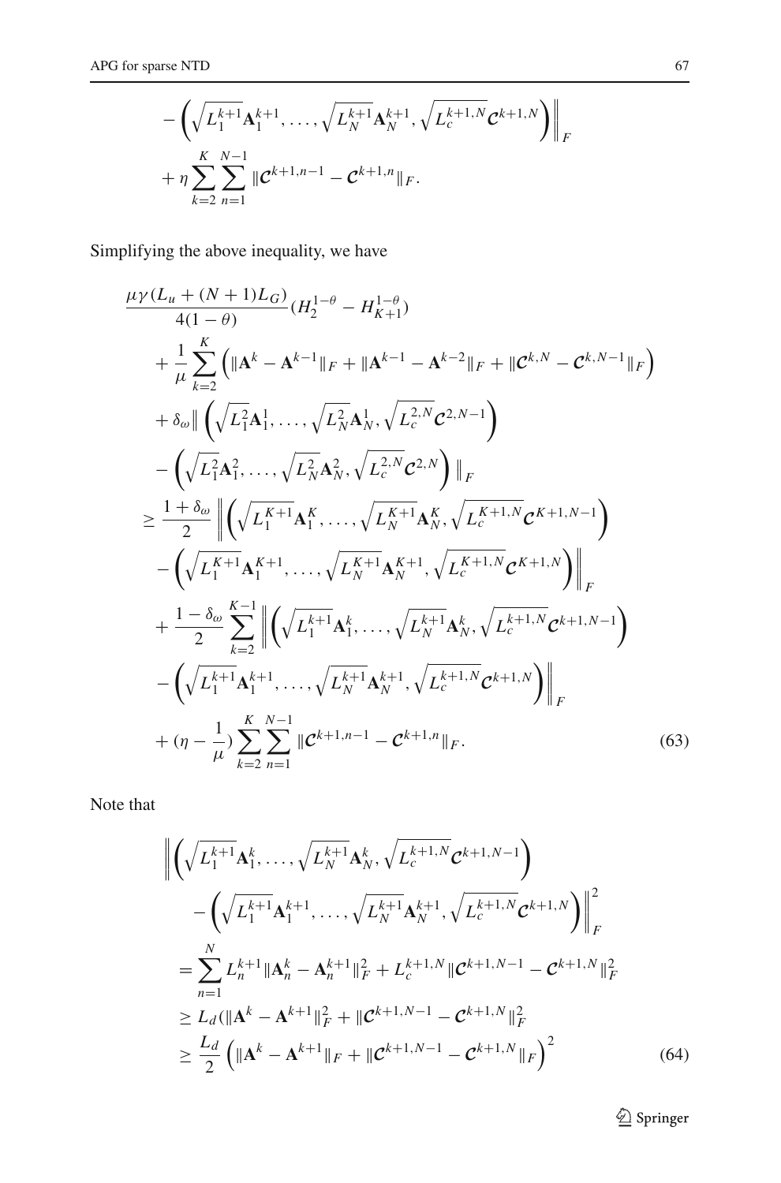$$
- \left(\sqrt{L_1^{k+1}}\mathbf{A}_1^{k+1}, \ldots, \sqrt{L_N^{k+1}}\mathbf{A}_N^{k+1}, \sqrt{L_c^{k+1,N}}\mathcal{C}^{k+1,N}\right)\Bigg\|_F
+ \eta \sum_{k=2}^{K}\sum_{n=1}^{N-1} \|\mathcal{C}^{k+1,n-1} - \mathcal{C}^{k+1,n}\|_F.
$$

Simplifying the above inequality, we have

$$
\begin{aligned}
&\frac{\mu\gamma(L_u + (N+1)L_G)}{4(1-\theta)}(H_2^{1-\theta} - H_{K+1}^{1-\theta}) \\
&\quad + \frac{1}{\mu}\sum_{k=2}^{K}\left(\|\mathbf{A}^k - \mathbf{A}^{k-1}\|_F + \|\mathbf{A}^{k-1} - \mathbf{A}^{k-2}\|_F + \|\mathcal{C}^{k,N} - \mathcal{C}^{k,N-1}\|_F\right) \\
&\quad + \delta_\omega \Big\| \left(\sqrt{L_1^2}\mathbf{A}_1^1, \ldots, \sqrt{L_N^2}\mathbf{A}_N^1, \sqrt{L_c^{2,N}}\mathcal{C}^{2,N-1}\right) \\
&\quad - \left(\sqrt{L_1^2}\mathbf{A}_1^2, \ldots, \sqrt{L_N^2}\mathbf{A}_N^2, \sqrt{L_c^{2,N}}\mathcal{C}^{2,N}\right)\Big\|_F \\
&\geq \frac{1+\delta_\omega}{2}\Bigg\| \left(\sqrt{L_1^{K+1}}\mathbf{A}_1^K, \ldots, \sqrt{L_N^{K+1}}\mathbf{A}_N^K, \sqrt{L_c^{K+1,N}}\mathcal{C}^{K+1,N-1}\right) \\
&\quad - \left(\sqrt{L_1^{K+1}}\mathbf{A}_1^{K+1}, \ldots, \sqrt{L_N^{K+1}}\mathbf{A}_N^{K+1}, \sqrt{L_c^{K+1,N}}\mathcal{C}^{K+1,N}\right)\Bigg\|_F \\
&\quad + \frac{1-\delta_\omega}{2}\sum_{k=2}^{K-1}\Bigg\| \left(\sqrt{L_1^{k+1}}\mathbf{A}_1^k, \ldots, \sqrt{L_N^{k+1}}\mathbf{A}_N^k, \sqrt{L_c^{k+1,N}}\mathcal{C}^{k+1,N-1}\right) \\
&\quad - \left(\sqrt{L_1^{k+1}}\mathbf{A}_1^{k+1}, \ldots, \sqrt{L_N^{k+1}}\mathbf{A}_N^{k+1}, \sqrt{L_c^{k+1,N}}\mathcal{C}^{k+1,N}\right)\Bigg\|_F \\
&\quad + (\eta - \frac{1}{\mu})\sum_{k=2}^{K}\sum_{n=1}^{N-1}\|\mathcal{C}^{k+1,n-1} - \mathcal{C}^{k+1,n}\|_F.
\end{aligned} \tag{63}
$$

Note that

$$
\begin{aligned}
&\Bigg\| \left(\sqrt{L_1^{k+1}}\mathbf{A}_1^k, \ldots, \sqrt{L_N^{k+1}}\mathbf{A}_N^k, \sqrt{L_c^{k+1,N}}\mathcal{C}^{k+1,N-1}\right) \\
&\quad - \left(\sqrt{L_1^{k+1}}\mathbf{A}_1^{k+1}, \ldots, \sqrt{L_N^{k+1}}\mathbf{A}_N^{k+1}, \sqrt{L_c^{k+1,N}}\mathcal{C}^{k+1,N}\right)\Bigg\|_F^2 \\
&= \sum_{n=1}^{N} L_n^{k+1}\|\mathbf{A}_n^k - \mathbf{A}_n^{k+1}\|_F^2 + L_c^{k+1,N}\|\mathcal{C}^{k+1,N-1} - \mathcal{C}^{k+1,N}\|_F^2 \\
&\geq L_d(\|\mathbf{A}^k - \mathbf{A}^{k+1}\|_F^2 + \|\mathcal{C}^{k+1,N-1} - \mathcal{C}^{k+1,N}\|_F^2 \\
&\geq \frac{L_d}{2}\left(\|\mathbf{A}^k - \mathbf{A}^{k+1}\|_F + \|\mathcal{C}^{k+1,N-1} - \mathcal{C}^{k+1,N}\|_F\right)^2
\end{aligned} \tag{64}
$$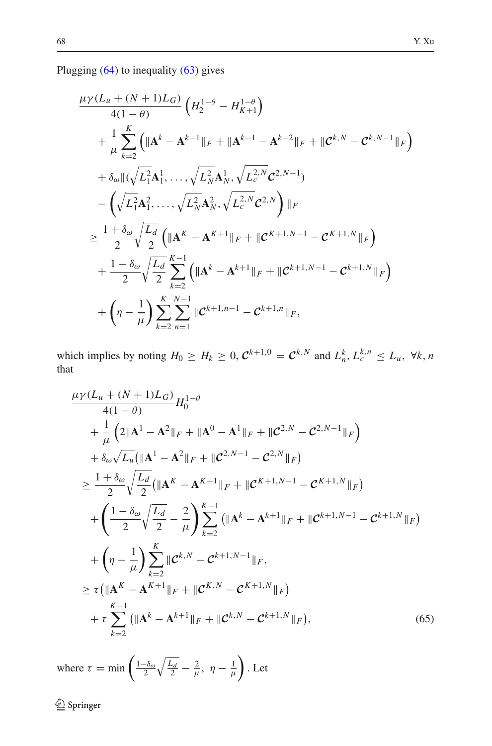Plugging (64) to inequality (63) gives

$$
\begin{aligned}
&\frac{\mu\gamma(L_u+(N+1)L_G)}{4(1-\theta)}\left(H_2^{1-\theta}-H_{K+1}^{1-\theta}\right)\\
&\quad+\frac{1}{\mu}\sum_{k=2}^{K}\left(\|\mathbf{A}^k-\mathbf{A}^{k-1}\|_F+\|\mathbf{A}^{k-1}-\mathbf{A}^{k-2}\|_F+\|\mathcal{C}^{k,N}-\mathcal{C}^{k,N-1}\|_F\right)\\
&\quad+\delta_\omega\|(\sqrt{L_1^2}\mathbf{A}_1^1,\ldots,\sqrt{L_N^2}\mathbf{A}_N^1,\sqrt{L_c^{2,N}}\mathcal{C}^{2,N-1})\\
&\quad-\left(\sqrt{L_1^2}\mathbf{A}_1^2,\ldots,\sqrt{L_N^2}\mathbf{A}_N^2,\sqrt{L_c^{2,N}}\mathcal{C}^{2,N}\right)\|_F\\
&\geq\frac{1+\delta_\omega}{2}\sqrt{\frac{L_d}{2}}\left(\|\mathbf{A}^K-\mathbf{A}^{K+1}\|_F+\|\mathcal{C}^{K+1,N-1}-\mathcal{C}^{K+1,N}\|_F\right)\\
&\quad+\frac{1-\delta_\omega}{2}\sqrt{\frac{L_d}{2}}\sum_{k=2}^{K-1}\left(\|\mathbf{A}^k-\mathbf{A}^{k+1}\|_F+\|\mathcal{C}^{k+1,N-1}-\mathcal{C}^{k+1,N}\|_F\right)\\
&\quad+\left(\eta-\frac{1}{\mu}\right)\sum_{k=2}^{K}\sum_{n=1}^{N-1}\|\mathcal{C}^{k+1,n-1}-\mathcal{C}^{k+1,n}\|_F,
\end{aligned}
$$

which implies by noting $H_0\geq H_k\geq 0$, $\mathcal{C}^{k+1,0}=\mathcal{C}^{k,N}$ and $L_n^k, L_c^{k,n}\leq L_u,\ \forall k,n$ that

$$
\begin{aligned}
&\frac{\mu\gamma(L_u+(N+1)L_G)}{4(1-\theta)}H_0^{1-\theta}\\
&\quad+\frac{1}{\mu}\left(2\|\mathbf{A}^1-\mathbf{A}^2\|_F+\|\mathbf{A}^0-\mathbf{A}^1\|_F+\|\mathcal{C}^{2,N}-\mathcal{C}^{2,N-1}\|_F\right)\\
&\quad+\delta_\omega\sqrt{L_u}\big(\|\mathbf{A}^1-\mathbf{A}^2\|_F+\|\mathcal{C}^{2,N-1}-\mathcal{C}^{2,N}\|_F\big)\\
&\geq\frac{1+\delta_\omega}{2}\sqrt{\frac{L_d}{2}}\big(\|\mathbf{A}^K-\mathbf{A}^{K+1}\|_F+\|\mathcal{C}^{K+1,N-1}-\mathcal{C}^{K+1,N}\|_F\big)\\
&\quad+\left(\frac{1-\delta_\omega}{2}\sqrt{\frac{L_d}{2}}-\frac{2}{\mu}\right)\sum_{k=2}^{K-1}\big(\|\mathbf{A}^k-\mathbf{A}^{k+1}\|_F+\|\mathcal{C}^{k+1,N-1}-\mathcal{C}^{k+1,N}\|_F\big)\\
&\quad+\left(\eta-\frac{1}{\mu}\right)\sum_{k=2}^{K}\|\mathcal{C}^{k,N}-\mathcal{C}^{k+1,N-1}\|_F,\\
&\geq\tau\big(\|\mathbf{A}^K-\mathbf{A}^{K+1}\|_F+\|\mathcal{C}^{K,N}-\mathcal{C}^{K+1,N}\|_F\big)\\
&\quad+\tau\sum_{k=2}^{K-1}\big(\|\mathbf{A}^k-\mathbf{A}^{k+1}\|_F+\|\mathcal{C}^{k,N}-\mathcal{C}^{k+1,N}\|_F\big),
\end{aligned}
\tag{65}
$$

where $\tau=\min\left(\frac{1-\delta_\omega}{2}\sqrt{\frac{L_d}{2}}-\frac{2}{\mu},\ \eta-\frac{1}{\mu}\right)$. Let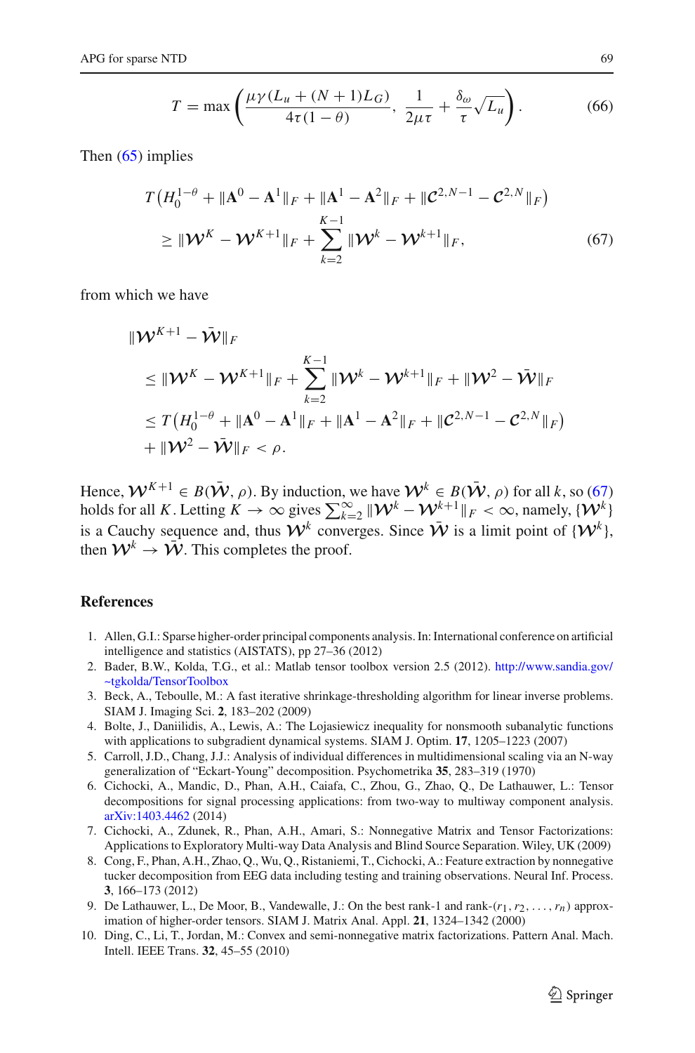$$T = \max\left(\frac{\mu\gamma(L_u + (N+1)L_G)}{4\tau(1-\theta)},\ \frac{1}{2\mu\tau} + \frac{\delta_\omega}{\tau}\sqrt{L_u}\right). \tag{66}$$

Then (65) implies

$$\begin{aligned}
&T\left(H_0^{1-\theta} + \|\mathbf{A}^0 - \mathbf{A}^1\|_F + \|\mathbf{A}^1 - \mathbf{A}^2\|_F + \|\mathcal{C}^{2,N-1} - \mathcal{C}^{2,N}\|_F\right) \\
&\quad \geq \|\mathcal{W}^K - \mathcal{W}^{K+1}\|_F + \sum_{k=2}^{K-1} \|\mathcal{W}^k - \mathcal{W}^{k+1}\|_F,
\end{aligned} \tag{67}$$

from which we have

$$\begin{aligned}
&\|\mathcal{W}^{K+1} - \bar{\mathcal{W}}\|_F \\
&\quad \leq \|\mathcal{W}^K - \mathcal{W}^{K+1}\|_F + \sum_{k=2}^{K-1} \|\mathcal{W}^k - \mathcal{W}^{k+1}\|_F + \|\mathcal{W}^2 - \bar{\mathcal{W}}\|_F \\
&\quad \leq T\left(H_0^{1-\theta} + \|\mathbf{A}^0 - \mathbf{A}^1\|_F + \|\mathbf{A}^1 - \mathbf{A}^2\|_F + \|\mathcal{C}^{2,N-1} - \mathcal{C}^{2,N}\|_F\right) \\
&\quad + \|\mathcal{W}^2 - \bar{\mathcal{W}}\|_F < \rho.
\end{aligned}$$

Hence, $\mathcal{W}^{K+1} \in B(\bar{\mathcal{W}}, \rho)$. By induction, we have $\mathcal{W}^k \in B(\bar{\mathcal{W}}, \rho)$ for all $k$, so (67) holds for all $K$. Letting $K \to \infty$ gives $\sum_{k=2}^{\infty} \|\mathcal{W}^k - \mathcal{W}^{k+1}\|_F < \infty$, namely, $\{\mathcal{W}^k\}$ is a Cauchy sequence and, thus $\mathcal{W}^k$ converges. Since $\bar{\mathcal{W}}$ is a limit point of $\{\mathcal{W}^k\}$, then $\mathcal{W}^k \to \bar{\mathcal{W}}$. This completes the proof.

## References

1. Allen, G.I.: Sparse higher-order principal components analysis. In: International conference on artificial intelligence and statistics (AISTATS), pp 27–36 (2012)
2. Bader, B.W., Kolda, T.G., et al.: Matlab tensor toolbox version 2.5 (2012). http://www.sandia.gov/~tgkolda/TensorToolbox
3. Beck, A., Teboulle, M.: A fast iterative shrinkage-thresholding algorithm for linear inverse problems. SIAM J. Imaging Sci. **2**, 183–202 (2009)
4. Bolte, J., Daniilidis, A., Lewis, A.: The Lojasiewicz inequality for nonsmooth subanalytic functions with applications to subgradient dynamical systems. SIAM J. Optim. **17**, 1205–1223 (2007)
5. Carroll, J.D., Chang, J.J.: Analysis of individual differences in multidimensional scaling via an N-way generalization of "Eckart-Young" decomposition. Psychometrika **35**, 283–319 (1970)
6. Cichocki, A., Mandic, D., Phan, A.H., Caiafa, C., Zhou, G., Zhao, Q., De Lathauwer, L.: Tensor decompositions for signal processing applications: from two-way to multiway component analysis. arXiv:1403.4462 (2014)
7. Cichocki, A., Zdunek, R., Phan, A.H., Amari, S.: Nonnegative Matrix and Tensor Factorizations: Applications to Exploratory Multi-way Data Analysis and Blind Source Separation. Wiley, UK (2009)
8. Cong, F., Phan, A.H., Zhao, Q., Wu, Q., Ristaniemi, T., Cichocki, A.: Feature extraction by nonnegative tucker decomposition from EEG data including testing and training observations. Neural Inf. Process. **3**, 166–173 (2012)
9. De Lathauwer, L., De Moor, B., Vandewalle, J.: On the best rank-1 and rank-$(r_1, r_2, \ldots, r_n)$ approximation of higher-order tensors. SIAM J. Matrix Anal. Appl. **21**, 1324–1342 (2000)
10. Ding, C., Li, T., Jordan, M.: Convex and semi-nonnegative matrix factorizations. Pattern Anal. Mach. Intell. IEEE Trans. **32**, 45–55 (2010)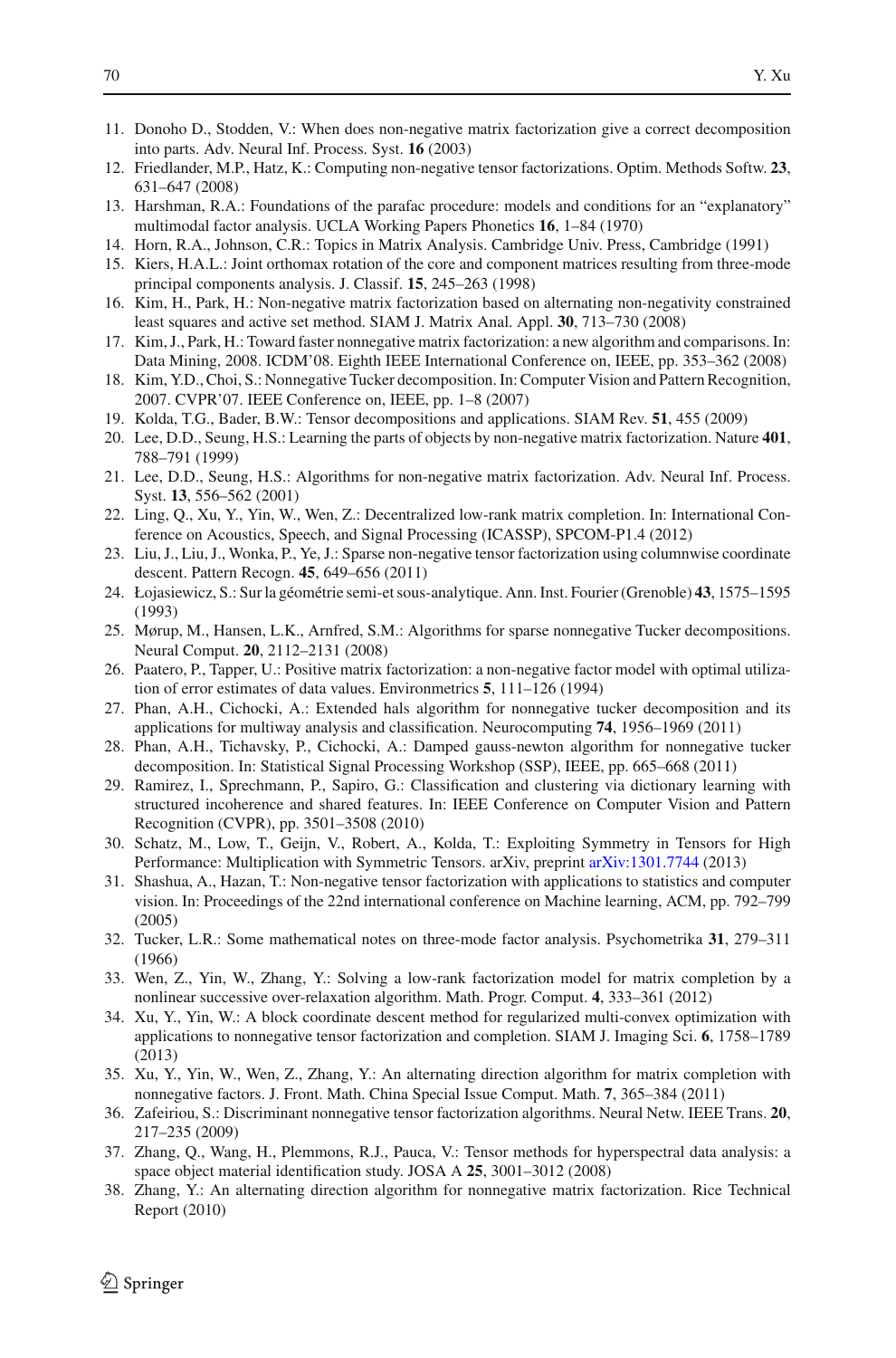11. Donoho D., Stodden, V.: When does non-negative matrix factorization give a correct decomposition into parts. Adv. Neural Inf. Process. Syst. **16** (2003)
12. Friedlander, M.P., Hatz, K.: Computing non-negative tensor factorizations. Optim. Methods Softw. **23**, 631–647 (2008)
13. Harshman, R.A.: Foundations of the parafac procedure: models and conditions for an "explanatory" multimodal factor analysis. UCLA Working Papers Phonetics **16**, 1–84 (1970)
14. Horn, R.A., Johnson, C.R.: Topics in Matrix Analysis. Cambridge Univ. Press, Cambridge (1991)
15. Kiers, H.A.L.: Joint orthomax rotation of the core and component matrices resulting from three-mode principal components analysis. J. Classif. **15**, 245–263 (1998)
16. Kim, H., Park, H.: Non-negative matrix factorization based on alternating non-negativity constrained least squares and active set method. SIAM J. Matrix Anal. Appl. **30**, 713–730 (2008)
17. Kim, J., Park, H.: Toward faster nonnegative matrix factorization: a new algorithm and comparisons. In: Data Mining, 2008. ICDM'08. Eighth IEEE International Conference on, IEEE, pp. 353–362 (2008)
18. Kim, Y.D., Choi, S.: Nonnegative Tucker decomposition. In: Computer Vision and Pattern Recognition, 2007. CVPR'07. IEEE Conference on, IEEE, pp. 1–8 (2007)
19. Kolda, T.G., Bader, B.W.: Tensor decompositions and applications. SIAM Rev. **51**, 455 (2009)
20. Lee, D.D., Seung, H.S.: Learning the parts of objects by non-negative matrix factorization. Nature **401**, 788–791 (1999)
21. Lee, D.D., Seung, H.S.: Algorithms for non-negative matrix factorization. Adv. Neural Inf. Process. Syst. **13**, 556–562 (2001)
22. Ling, Q., Xu, Y., Yin, W., Wen, Z.: Decentralized low-rank matrix completion. In: International Conference on Acoustics, Speech, and Signal Processing (ICASSP), SPCOM-P1.4 (2012)
23. Liu, J., Liu, J., Wonka, P., Ye, J.: Sparse non-negative tensor factorization using columnwise coordinate descent. Pattern Recogn. **45**, 649–656 (2011)
24. Łojasiewicz, S.: Sur la géométrie semi-et sous-analytique. Ann. Inst. Fourier (Grenoble) **43**, 1575–1595 (1993)
25. Mørup, M., Hansen, L.K., Arnfred, S.M.: Algorithms for sparse nonnegative Tucker decompositions. Neural Comput. **20**, 2112–2131 (2008)
26. Paatero, P., Tapper, U.: Positive matrix factorization: a non-negative factor model with optimal utilization of error estimates of data values. Environmetrics **5**, 111–126 (1994)
27. Phan, A.H., Cichocki, A.: Extended hals algorithm for nonnegative tucker decomposition and its applications for multiway analysis and classification. Neurocomputing **74**, 1956–1969 (2011)
28. Phan, A.H., Tichavsky, P., Cichocki, A.: Damped gauss-newton algorithm for nonnegative tucker decomposition. In: Statistical Signal Processing Workshop (SSP), IEEE, pp. 665–668 (2011)
29. Ramirez, I., Sprechmann, P., Sapiro, G.: Classification and clustering via dictionary learning with structured incoherence and shared features. In: IEEE Conference on Computer Vision and Pattern Recognition (CVPR), pp. 3501–3508 (2010)
30. Schatz, M., Low, T., Geijn, V., Robert, A., Kolda, T.: Exploiting Symmetry in Tensors for High Performance: Multiplication with Symmetric Tensors. arXiv, preprint arXiv:1301.7744 (2013)
31. Shashua, A., Hazan, T.: Non-negative tensor factorization with applications to statistics and computer vision. In: Proceedings of the 22nd international conference on Machine learning, ACM, pp. 792–799 (2005)
32. Tucker, L.R.: Some mathematical notes on three-mode factor analysis. Psychometrika **31**, 279–311 (1966)
33. Wen, Z., Yin, W., Zhang, Y.: Solving a low-rank factorization model for matrix completion by a nonlinear successive over-relaxation algorithm. Math. Progr. Comput. **4**, 333–361 (2012)
34. Xu, Y., Yin, W.: A block coordinate descent method for regularized multi-convex optimization with applications to nonnegative tensor factorization and completion. SIAM J. Imaging Sci. **6**, 1758–1789 (2013)
35. Xu, Y., Yin, W., Wen, Z., Zhang, Y.: An alternating direction algorithm for matrix completion with nonnegative factors. J. Front. Math. China Special Issue Comput. Math. **7**, 365–384 (2011)
36. Zafeiriou, S.: Discriminant nonnegative tensor factorization algorithms. Neural Netw. IEEE Trans. **20**, 217–235 (2009)
37. Zhang, Q., Wang, H., Plemmons, R.J., Pauca, V.: Tensor methods for hyperspectral data analysis: a space object material identification study. JOSA A **25**, 3001–3012 (2008)
38. Zhang, Y.: An alternating direction algorithm for nonnegative matrix factorization. Rice Technical Report (2010)